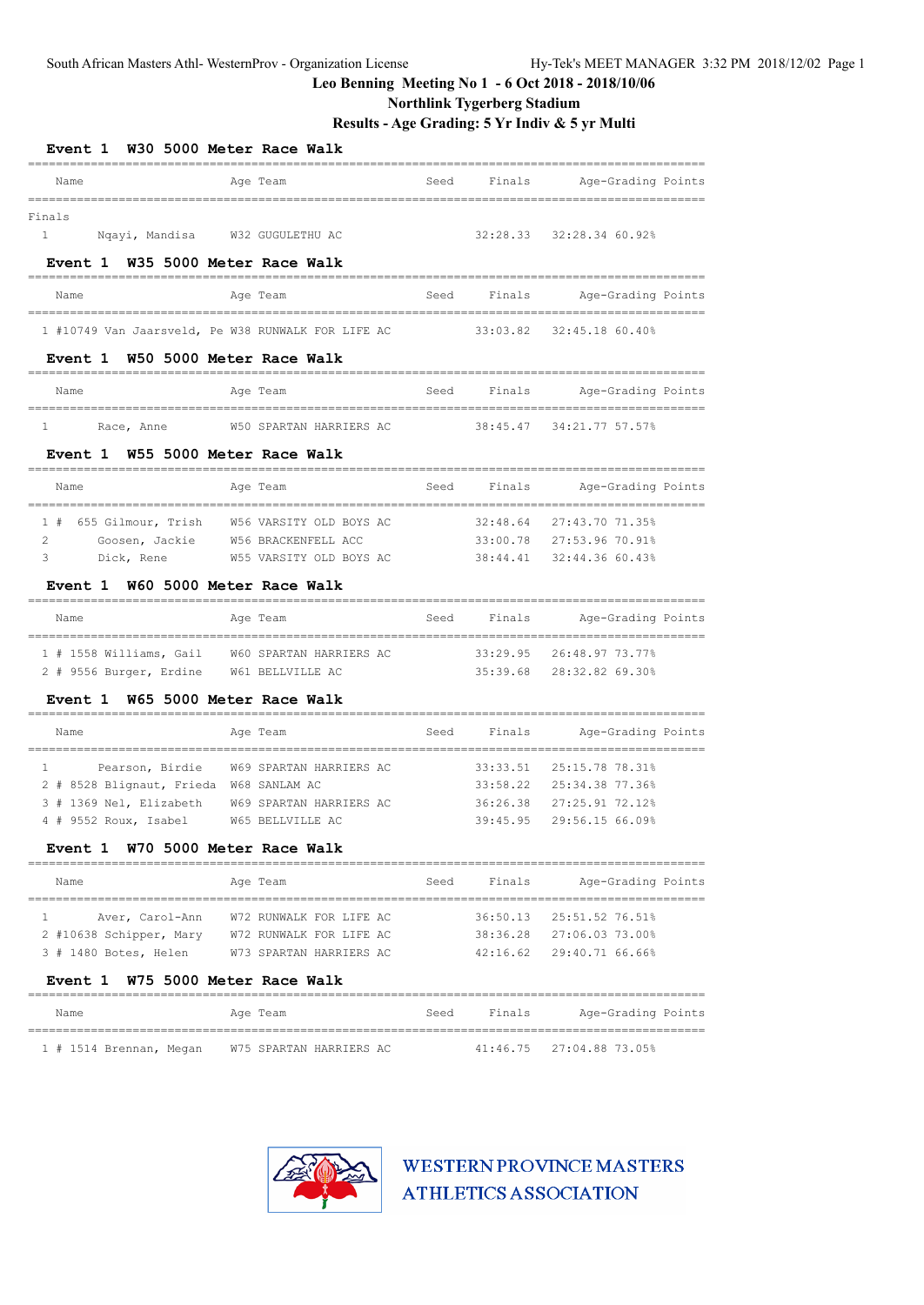South African Masters Athl- WesternProv - Organization License

Hy-Tek's MEET MANAGER 3:32 PM 2018/12/02

# Leo Benning Meeting No 1 - 6 Oct 2018 - 2018/10/06

## Northlink Tygerberg Stadium

## Results - Age Grading: 5 Yr Indiv & 5 yr Multi

### Event 1 W30 5000 Meter Race Walk

| | Name | Age | Team | Seed | Finals | Age-Grading | Points |
|---|---|---|---|---|---|---|---|
| **Finals** | | | | | | | |
| 1 | Nqayi, Mandisa | W32 | GUGULETHU AC | | 32:28.33 | 32:28.34 | 60.92% |

### Event 1 W35 5000 Meter Race Walk

| | Name | Age | Team | Seed | Finals | Age-Grading | Points |
|---|---|---|---|---|---|---|---|
| 1 | #10749 Van Jaarsveld, Pe | W38 | RUNWALK FOR LIFE AC | | 33:03.82 | 32:45.18 | 60.40% |

### Event 1 W50 5000 Meter Race Walk

| | Name | Age | Team | Seed | Finals | Age-Grading | Points |
|---|---|---|---|---|---|---|---|
| 1 | Race, Anne | W50 | SPARTAN HARRIERS AC | | 38:45.47 | 34:21.77 | 57.57% |

### Event 1 W55 5000 Meter Race Walk

| | Name | Age | Team | Seed | Finals | Age-Grading | Points |
|---|---|---|---|---|---|---|---|
| 1 | # 655 Gilmour, Trish | W56 | VARSITY OLD BOYS AC | | 32:48.64 | 27:43.70 | 71.35% |
| 2 | Goosen, Jackie | W56 | BRACKENFELL ACC | | 33:00.78 | 27:53.96 | 70.91% |
| 3 | Dick, Rene | W55 | VARSITY OLD BOYS AC | | 38:44.41 | 32:44.36 | 60.43% |

### Event 1 W60 5000 Meter Race Walk

| | Name | Age | Team | Seed | Finals | Age-Grading | Points |
|---|---|---|---|---|---|---|---|
| 1 | # 1558 Williams, Gail | W60 | SPARTAN HARRIERS AC | | 33:29.95 | 26:48.97 | 73.77% |
| 2 | # 9556 Burger, Erdine | W61 | BELLVILLE AC | | 35:39.68 | 28:32.82 | 69.30% |

### Event 1 W65 5000 Meter Race Walk

| | Name | Age | Team | Seed | Finals | Age-Grading | Points |
|---|---|---|---|---|---|---|---|
| 1 | Pearson, Birdie | W69 | SPARTAN HARRIERS AC | | 33:33.51 | 25:15.78 | 78.31% |
| 2 | # 8528 Blignaut, Frieda | W68 | SANLAM AC | | 33:58.22 | 25:34.38 | 77.36% |
| 3 | # 1369 Nel, Elizabeth | W69 | SPARTAN HARRIERS AC | | 36:26.38 | 27:25.91 | 72.12% |
| 4 | # 9552 Roux, Isabel | W65 | BELLVILLE AC | | 39:45.95 | 29:56.15 | 66.09% |

### Event 1 W70 5000 Meter Race Walk

| | Name | Age | Team | Seed | Finals | Age-Grading | Points |
|---|---|---|---|---|---|---|---|
| 1 | Aver, Carol-Ann | W72 | RUNWALK FOR LIFE AC | | 36:50.13 | 25:51.52 | 76.51% |
| 2 | #10638 Schipper, Mary | W72 | RUNWALK FOR LIFE AC | | 38:36.28 | 27:06.03 | 73.00% |
| 3 | # 1480 Botes, Helen | W73 | SPARTAN HARRIERS AC | | 42:16.62 | 29:40.71 | 66.66% |

### Event 1 W75 5000 Meter Race Walk

| | Name | Age | Team | Seed | Finals | Age-Grading | Points |
|---|---|---|---|---|---|---|---|
| 1 | # 1514 Brennan, Megan | W75 | SPARTAN HARRIERS AC | | 41:46.75 | 27:04.88 | 73.05% |

WESTERN PROVINCE MASTERS ATHLETICS ASSOCIATION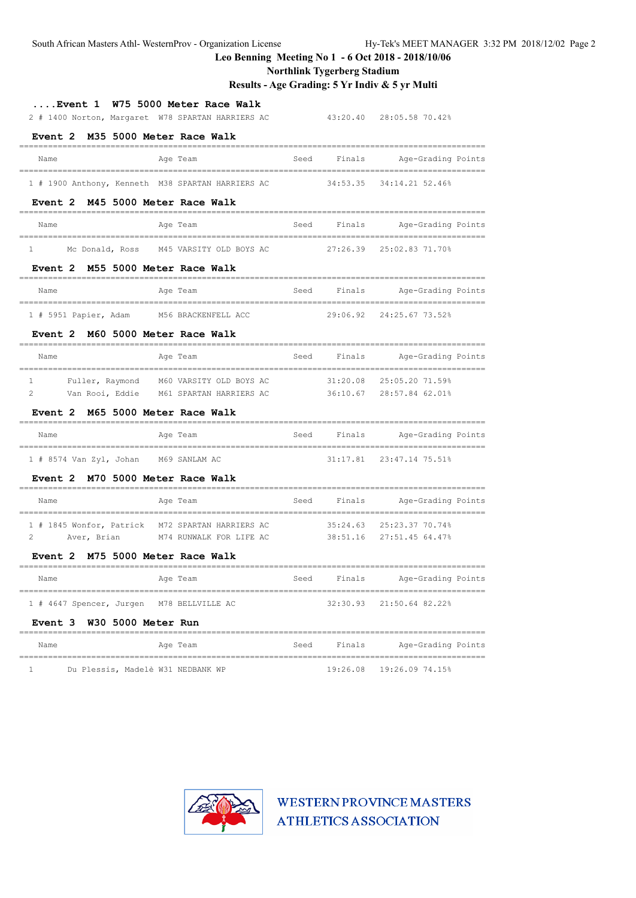South African Masters Athl- WesternProv - Organization License Hy-Tek's MEET MANAGER 3:32 PM 2018/12/02

**Leo Benning Meeting No 1 - 6 Oct 2018 - 2018/10/06**

**Northlink Tygerberg Stadium**

**Results - Age Grading: 5 Yr Indiv & 5 yr Multi**

### ....Event 1 W75 5000 Meter Race Walk

| Name | Age | Team | Seed | Finals | Age-Grading | Points |
|---|---|---|---|---|---|---|
| 2 # 1400 Norton, Margaret | W78 | SPARTAN HARRIERS AC | | 43:20.40 | 28:05.58 | 70.42% |

### Event 2 M35 5000 Meter Race Walk

| Name | Age | Team | Seed | Finals | Age-Grading | Points |
|---|---|---|---|---|---|---|
| 1 # 1900 Anthony, Kenneth | M38 | SPARTAN HARRIERS AC | | 34:53.35 | 34:14.21 | 52.46% |

### Event 2 M45 5000 Meter Race Walk

| Name | Age | Team | Seed | Finals | Age-Grading | Points |
|---|---|---|---|---|---|---|
| 1 Mc Donald, Ross | M45 | VARSITY OLD BOYS AC | | 27:26.39 | 25:02.83 | 71.70% |

### Event 2 M55 5000 Meter Race Walk

| Name | Age | Team | Seed | Finals | Age-Grading | Points |
|---|---|---|---|---|---|---|
| 1 # 5951 Papier, Adam | M56 | BRACKENFELL ACC | | 29:06.92 | 24:25.67 | 73.52% |

### Event 2 M60 5000 Meter Race Walk

| Name | Age | Team | Seed | Finals | Age-Grading | Points |
|---|---|---|---|---|---|---|
| 1 Fuller, Raymond | M60 | VARSITY OLD BOYS AC | | 31:20.08 | 25:05.20 | 71.59% |
| 2 Van Rooi, Eddie | M61 | SPARTAN HARRIERS AC | | 36:10.67 | 28:57.84 | 62.01% |

### Event 2 M65 5000 Meter Race Walk

| Name | Age | Team | Seed | Finals | Age-Grading | Points |
|---|---|---|---|---|---|---|
| 1 # 8574 Van Zyl, Johan | M69 | SANLAM AC | | 31:17.81 | 23:47.14 | 75.51% |

### Event 2 M70 5000 Meter Race Walk

| Name | Age | Team | Seed | Finals | Age-Grading | Points |
|---|---|---|---|---|---|---|
| 1 # 1845 Wonfor, Patrick | M72 | SPARTAN HARRIERS AC | | 35:24.63 | 25:23.37 | 70.74% |
| 2 Aver, Brian | M74 | RUNWALK FOR LIFE AC | | 38:51.16 | 27:51.45 | 64.47% |

### Event 2 M75 5000 Meter Race Walk

| Name | Age | Team | Seed | Finals | Age-Grading | Points |
|---|---|---|---|---|---|---|
| 1 # 4647 Spencer, Jurgen | M78 | BELLVILLE AC | | 32:30.93 | 21:50.64 | 82.22% |

### Event 3 W30 5000 Meter Run

| Name | Age | Team | Seed | Finals | Age-Grading | Points |
|---|---|---|---|---|---|---|
| 1 Du Plessis, Madelè | W31 | NEDBANK WP | | 19:26.08 | 19:26.09 | 74.15% |

WESTERN PROVINCE MASTERS ATHLETICS ASSOCIATION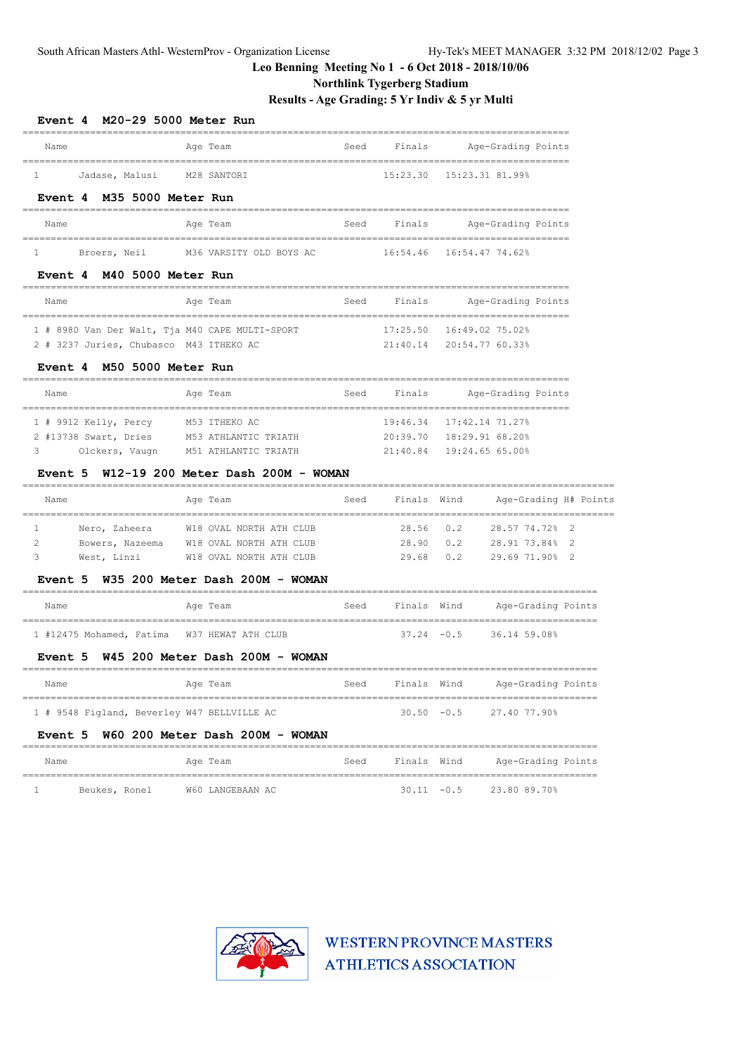## Leo Benning Meeting No 1 - 6 Oct 2018 - 2018/10/06

### Northlink Tygerberg Stadium

### Results - Age Grading: 5 Yr Indiv & 5 yr Multi

**Event 4 M20-29 5000 Meter Run**

| | Name | Age | Team | Seed | Finals | Age-Grading | Points |
|---|---|---|---|---|---|---|---|
| 1 | Jadase, Malusi | M28 | SANTORI | | 15:23.30 | 15:23.31 81.99% | |

**Event 4 M35 5000 Meter Run**

| | Name | Age | Team | Seed | Finals | Age-Grading | Points |
|---|---|---|---|---|---|---|---|
| 1 | Broers, Neil | M36 | VARSITY OLD BOYS AC | | 16:54.46 | 16:54.47 74.62% | |

**Event 4 M40 5000 Meter Run**

| | Name | Age | Team | Seed | Finals | Age-Grading | Points |
|---|---|---|---|---|---|---|---|
| 1 | # 8980 Van Der Walt, Tja | M40 | CAPE MULTI-SPORT | | 17:25.50 | 16:49.02 75.02% | |
| 2 | # 3237 Juries, Chubasco | M43 | ITHEKO AC | | 21:40.14 | 20:54.77 60.33% | |

**Event 4 M50 5000 Meter Run**

| | Name | Age | Team | Seed | Finals | Age-Grading | Points |
|---|---|---|---|---|---|---|---|
| 1 | # 9912 Kelly, Percy | M53 | ITHEKO AC | | 19:46.34 | 17:42.14 71.27% | |
| 2 | #13738 Swart, Dries | M53 | ATHLANTIC TRIATH | | 20:39.70 | 18:29.91 68.20% | |
| 3 | Olckers, Vaugn | M51 | ATHLANTIC TRIATH | | 21:40.84 | 19:24.65 65.00% | |

**Event 5 W12-19 200 Meter Dash 200M - WOMAN**

| | Name | Age | Team | Seed | Finals | Wind | Age-Grading | H# | Points |
|---|---|---|---|---|---|---|---|---|---|
| 1 | Nero, Zaheera | W18 | OVAL NORTH ATH CLUB | | 28.56 | 0.2 | 28.57 74.72% | 2 | |
| 2 | Bowers, Nazeema | W18 | OVAL NORTH ATH CLUB | | 28.90 | 0.2 | 28.91 73.84% | 2 | |
| 3 | West, Linzi | W18 | OVAL NORTH ATH CLUB | | 29.68 | 0.2 | 29.69 71.90% | 2 | |

**Event 5 W35 200 Meter Dash 200M - WOMAN**

| | Name | Age | Team | Seed | Finals | Wind | Age-Grading | Points |
|---|---|---|---|---|---|---|---|---|
| 1 | #12475 Mohamed, Fatima | W37 | HEWAT ATH CLUB | | 37.24 | -0.5 | 36.14 59.08% | |

**Event 5 W45 200 Meter Dash 200M - WOMAN**

| | Name | Age | Team | Seed | Finals | Wind | Age-Grading | Points |
|---|---|---|---|---|---|---|---|---|
| 1 | # 9548 Figland, Beverley | W47 | BELLVILLE AC | | 30.50 | -0.5 | 27.40 77.90% | |

**Event 5 W60 200 Meter Dash 200M - WOMAN**

| | Name | Age | Team | Seed | Finals | Wind | Age-Grading | Points |
|---|---|---|---|---|---|---|---|---|
| 1 | Beukes, Ronel | W60 | LANGEBAAN AC | | 30.11 | -0.5 | 23.80 89.70% | |

WESTERN PROVINCE MASTERS ATHLETICS ASSOCIATION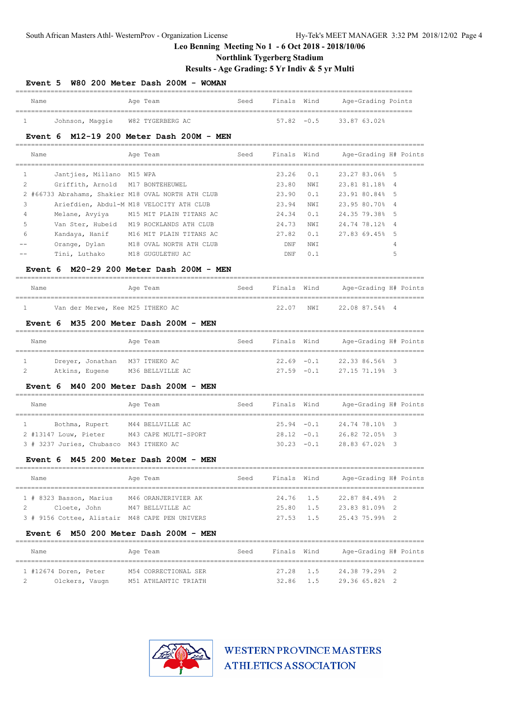**Leo Benning Meeting No 1 - 6 Oct 2018 - 2018/10/06**

**Northlink Tygerberg Stadium**

**Results - Age Grading: 5 Yr Indiv & 5 yr Multi**

### Event 5 W80 200 Meter Dash 200M - WOMAN

| | Name | Age | Team | Seed | Finals | Wind | Age-Grading | Points |
|---|---|---|---|---|---|---|---|---|
| 1 | Johnson, Maggie | W82 | TYGERBERG AC | | 57.82 | -0.5 | 33.87 63.02% | |

### Event 6 M12-19 200 Meter Dash 200M - MEN

| | Name | Age | Team | Seed | Finals | Wind | Age-Grading | H# | Points |
|---|---|---|---|---|---|---|---|---|---|
| 1 | Jantjies, Millano | M15 | WPA | | 23.26 | 0.1 | 23.27 83.06% | 5 | |
| 2 | Griffith, Arnold | M17 | BONTEHEUWEL | | 23.80 | NWI | 23.81 81.18% | 4 | |
| 2 | #66733 Abrahams, Shakier | M18 | OVAL NORTH ATH CLUB | | 23.90 | 0.1 | 23.91 80.84% | 5 | |
| 3 | Ariefdien, Abdul-M | M18 | VELOCITY ATH CLUB | | 23.94 | NWI | 23.95 80.70% | 4 | |
| 4 | Melane, Avyiya | M15 | MIT PLAIN TITANS AC | | 24.34 | 0.1 | 24.35 79.38% | 5 | |
| 5 | Van Ster, Hubeid | M19 | ROCKLANDS ATH CLUB | | 24.73 | NWI | 24.74 78.12% | 4 | |
| 6 | Kandaya, Hanif | M16 | MIT PLAIN TITANS AC | | 27.82 | 0.1 | 27.83 69.45% | 5 | |
| -- | Orange, Dylan | M18 | OVAL NORTH ATH CLUB | | DNF | NWI | | 4 | |
| -- | Tini, Luthako | M18 | GUGULETHU AC | | DNF | 0.1 | | 5 | |

### Event 6 M20-29 200 Meter Dash 200M - MEN

| | Name | Age | Team | Seed | Finals | Wind | Age-Grading | H# | Points |
|---|---|---|---|---|---|---|---|---|---|
| 1 | Van der Merwe, Kee | M25 | ITHEKO AC | | 22.07 | NWI | 22.08 87.54% | 4 | |

### Event 6 M35 200 Meter Dash 200M - MEN

| | Name | Age | Team | Seed | Finals | Wind | Age-Grading | H# | Points |
|---|---|---|---|---|---|---|---|---|---|
| 1 | Dreyer, Jonathan | M37 | ITHEKO AC | | 22.69 | -0.1 | 22.33 86.56% | 3 | |
| 2 | Atkins, Eugene | M36 | BELLVILLE AC | | 27.59 | -0.1 | 27.15 71.19% | 3 | |

### Event 6 M40 200 Meter Dash 200M - MEN

| | Name | Age | Team | Seed | Finals | Wind | Age-Grading | H# | Points |
|---|---|---|---|---|---|---|---|---|---|
| 1 | Bothma, Rupert | M44 | BELLVILLE AC | | 25.94 | -0.1 | 24.74 78.10% | 3 | |
| 2 | #13147 Louw, Pieter | M43 | CAPE MULTI-SPORT | | 28.12 | -0.1 | 26.82 72.05% | 3 | |
| 3 | # 3237 Juries, Chubasco | M43 | ITHEKO AC | | 30.23 | -0.1 | 28.83 67.02% | 3 | |

### Event 6 M45 200 Meter Dash 200M - MEN

| | Name | Age | Team | Seed | Finals | Wind | Age-Grading | H# | Points |
|---|---|---|---|---|---|---|---|---|---|
| 1 | # 8323 Basson, Marius | M46 | ORANJERIVIER AK | | 24.76 | 1.5 | 22.87 84.49% | 2 | |
| 2 | Cloete, John | M47 | BELLVILLE AC | | 25.80 | 1.5 | 23.83 81.09% | 2 | |
| 3 | # 9156 Cottee, Alistair | M48 | CAPE PEN UNIVERS | | 27.53 | 1.5 | 25.43 75.99% | 2 | |

### Event 6 M50 200 Meter Dash 200M - MEN

| | Name | Age | Team | Seed | Finals | Wind | Age-Grading | H# | Points |
|---|---|---|---|---|---|---|---|---|---|
| 1 | #12674 Doren, Peter | M54 | CORRECTIONAL SER | | 27.28 | 1.5 | 24.38 79.29% | 2 | |
| 2 | Olckers, Vaugn | M51 | ATHLANTIC TRIATH | | 32.86 | 1.5 | 29.36 65.82% | 2 | |

WESTERN PROVINCE MASTERS ATHLETICS ASSOCIATION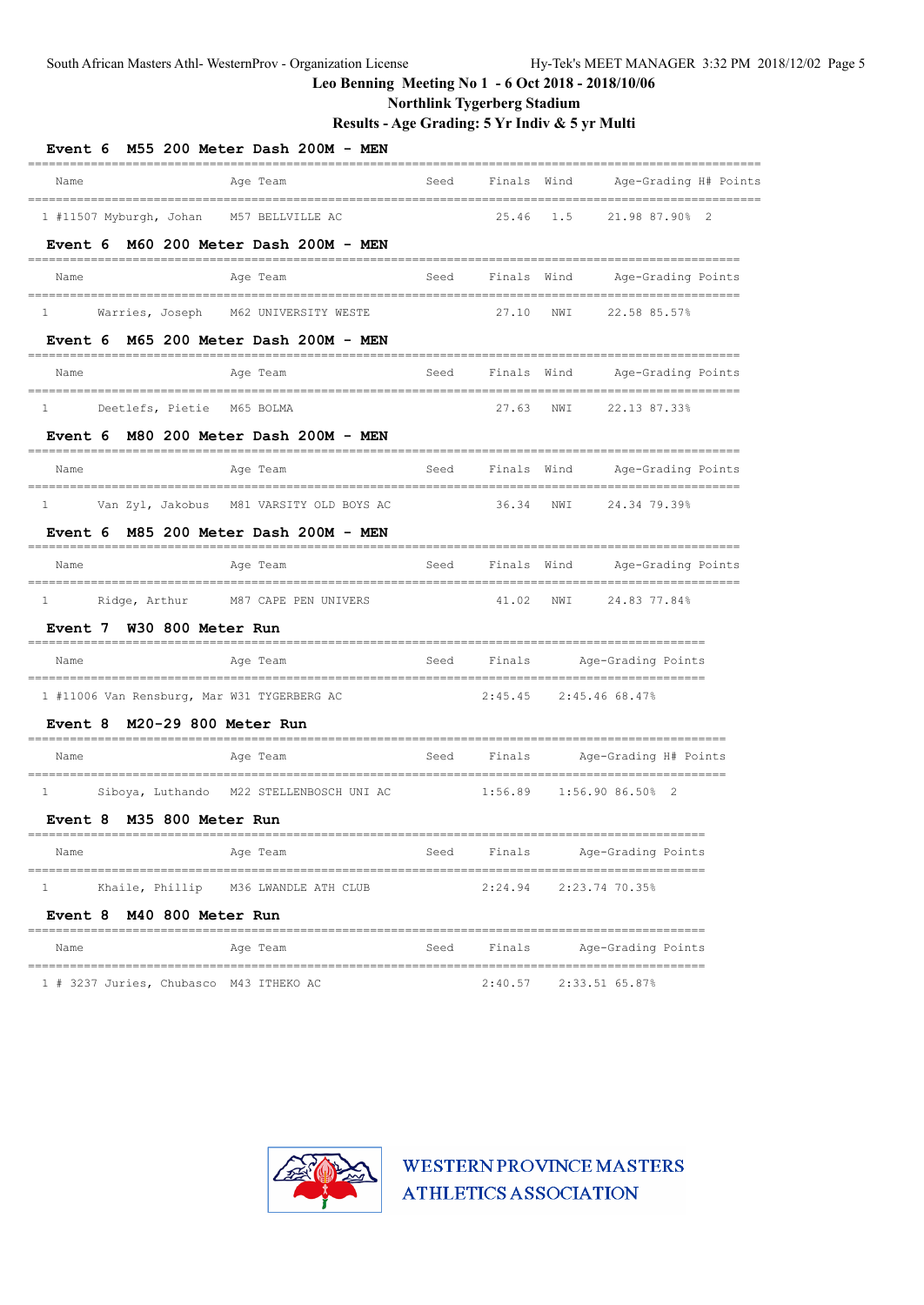Leo Benning Meeting No 1 - 6 Oct 2018 - 2018/10/06

Northlink Tygerberg Stadium

Results - Age Grading: 5 Yr Indiv & 5 yr Multi

### Event 6 M55 200 Meter Dash 200M - MEN

| | Name | Age | Team | Seed | Finals | Wind | Age-Grading | | H# | Points |
|---|---|---|---|---|---|---|---|---|---|---|
| 1 | #11507 Myburgh, Johan | M57 | BELLVILLE AC | | 25.46 | 1.5 | 21.98 | 87.90% | 2 | |

### Event 6 M60 200 Meter Dash 200M - MEN

| | Name | Age | Team | Seed | Finals | Wind | Age-Grading | | Points |
|---|---|---|---|---|---|---|---|---|---|
| 1 | Warries, Joseph | M62 | UNIVERSITY WESTE | | 27.10 | NWI | 22.58 | 85.57% | |

### Event 6 M65 200 Meter Dash 200M - MEN

| | Name | Age | Team | Seed | Finals | Wind | Age-Grading | | Points |
|---|---|---|---|---|---|---|---|---|---|
| 1 | Deetlefs, Pietie | M65 | BOLMA | | 27.63 | NWI | 22.13 | 87.33% | |

### Event 6 M80 200 Meter Dash 200M - MEN

| | Name | Age | Team | Seed | Finals | Wind | Age-Grading | | Points |
|---|---|---|---|---|---|---|---|---|---|
| 1 | Van Zyl, Jakobus | M81 | VARSITY OLD BOYS AC | | 36.34 | NWI | 24.34 | 79.39% | |

### Event 6 M85 200 Meter Dash 200M - MEN

| | Name | Age | Team | Seed | Finals | Wind | Age-Grading | | Points |
|---|---|---|---|---|---|---|---|---|---|
| 1 | Ridge, Arthur | M87 | CAPE PEN UNIVERS | | 41.02 | NWI | 24.83 | 77.84% | |

### Event 7 W30 800 Meter Run

| | Name | Age | Team | Seed | Finals | Age-Grading | | Points |
|---|---|---|---|---|---|---|---|---|
| 1 | #11006 Van Rensburg, Mar | W31 | TYGERBERG AC | | 2:45.45 | 2:45.46 | 68.47% | |

### Event 8 M20-29 800 Meter Run

| | Name | Age | Team | Seed | Finals | Age-Grading | | H# | Points |
|---|---|---|---|---|---|---|---|---|---|
| 1 | Siboya, Luthando | M22 | STELLENBOSCH UNI AC | | 1:56.89 | 1:56.90 | 86.50% | 2 | |

### Event 8 M35 800 Meter Run

| | Name | Age | Team | Seed | Finals | Age-Grading | | Points |
|---|---|---|---|---|---|---|---|---|
| 1 | Khaile, Phillip | M36 | LWANDLE ATH CLUB | | 2:24.94 | 2:23.74 | 70.35% | |

### Event 8 M40 800 Meter Run

| | Name | Age | Team | Seed | Finals | Age-Grading | | Points |
|---|---|---|---|---|---|---|---|---|
| 1 | # 3237 Juries, Chubasco | M43 | ITHEKO AC | | 2:40.57 | 2:33.51 | 65.87% | |

WESTERN PROVINCE MASTERS ATHLETICS ASSOCIATION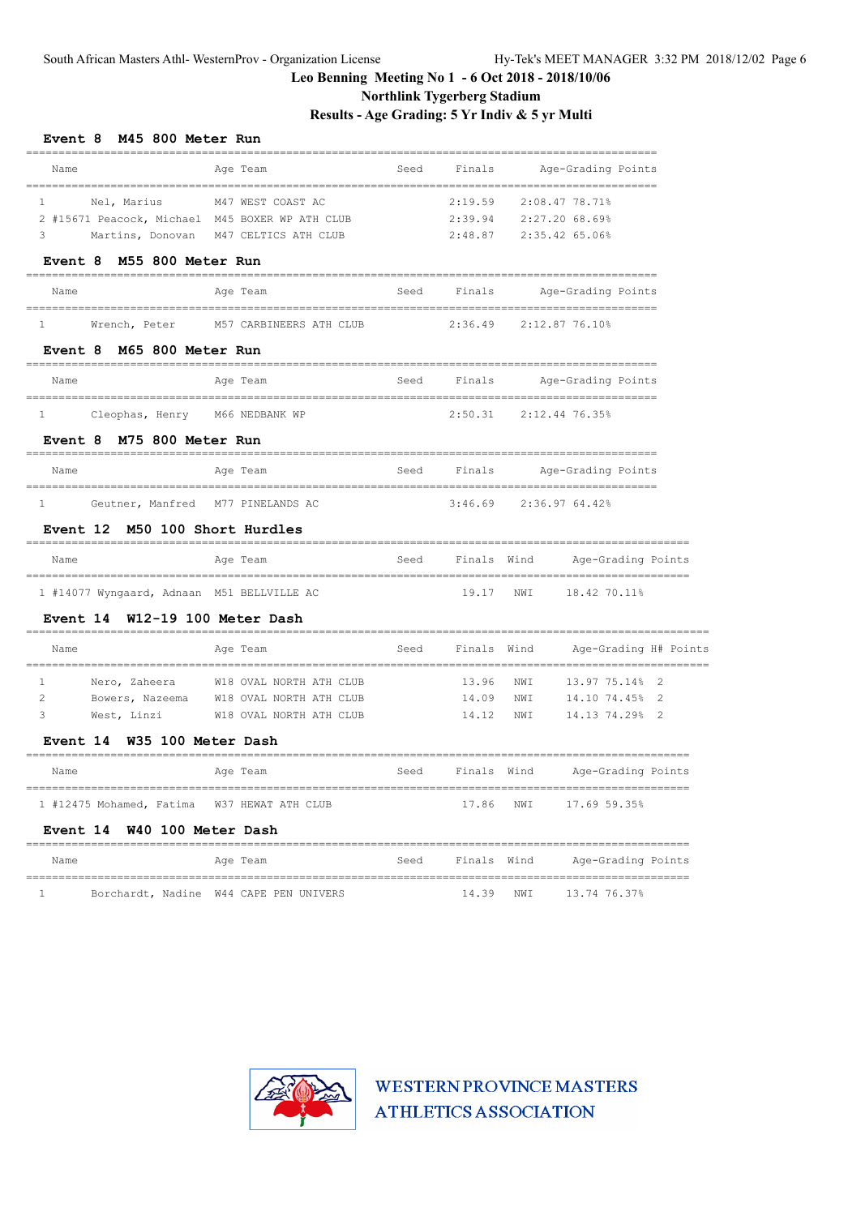Leo Benning Meeting No 1 - 6 Oct 2018 - 2018/10/06

Northlink Tygerberg Stadium

Results - Age Grading: 5 Yr Indiv & 5 yr Multi

### Event 8 M45 800 Meter Run

| | Name | Age | Team | Seed | Finals | Age-Grading | Points |
|---|---|---|---|---|---|---|---|
| 1 | Nel, Marius | M47 | WEST COAST AC | | 2:19.59 | 2:08.47 | 78.71% |
| 2 | #15671 Peacock, Michael | M45 | BOXER WP ATH CLUB | | 2:39.94 | 2:27.20 | 68.69% |
| 3 | Martins, Donovan | M47 | CELTICS ATH CLUB | | 2:48.87 | 2:35.42 | 65.06% |

### Event 8 M55 800 Meter Run

| | Name | Age | Team | Seed | Finals | Age-Grading | Points |
|---|---|---|---|---|---|---|---|
| 1 | Wrench, Peter | M57 | CARBINEERS ATH CLUB | | 2:36.49 | 2:12.87 | 76.10% |

### Event 8 M65 800 Meter Run

| | Name | Age | Team | Seed | Finals | Age-Grading | Points |
|---|---|---|---|---|---|---|---|
| 1 | Cleophas, Henry | M66 | NEDBANK WP | | 2:50.31 | 2:12.44 | 76.35% |

### Event 8 M75 800 Meter Run

| | Name | Age | Team | Seed | Finals | Age-Grading | Points |
|---|---|---|---|---|---|---|---|
| 1 | Geutner, Manfred | M77 | PINELANDS AC | | 3:46.69 | 2:36.97 | 64.42% |

### Event 12 M50 100 Short Hurdles

| | Name | Age | Team | Seed | Finals | Wind | Age-Grading | Points |
|---|---|---|---|---|---|---|---|---|
| 1 | #14077 Wyngaard, Adnaan | M51 | BELLVILLE AC | | 19.17 | NWI | 18.42 | 70.11% |

### Event 14 W12-19 100 Meter Dash

| | Name | Age | Team | Seed | Finals | Wind | Age-Grading | H# | Points |
|---|---|---|---|---|---|---|---|---|---|
| 1 | Nero, Zaheera | W18 | OVAL NORTH ATH CLUB | | 13.96 | NWI | 13.97 | 75.14% | 2 |
| 2 | Bowers, Nazeema | W18 | OVAL NORTH ATH CLUB | | 14.09 | NWI | 14.10 | 74.45% | 2 |
| 3 | West, Linzi | W18 | OVAL NORTH ATH CLUB | | 14.12 | NWI | 14.13 | 74.29% | 2 |

### Event 14 W35 100 Meter Dash

| | Name | Age | Team | Seed | Finals | Wind | Age-Grading | Points |
|---|---|---|---|---|---|---|---|---|
| 1 | #12475 Mohamed, Fatima | W37 | HEWAT ATH CLUB | | 17.86 | NWI | 17.69 | 59.35% |

### Event 14 W40 100 Meter Dash

| | Name | Age | Team | Seed | Finals | Wind | Age-Grading | Points |
|---|---|---|---|---|---|---|---|---|
| 1 | Borchardt, Nadine | W44 | CAPE PEN UNIVERS | | 14.39 | NWI | 13.74 | 76.37% |

WESTERN PROVINCE MASTERS ATHLETICS ASSOCIATION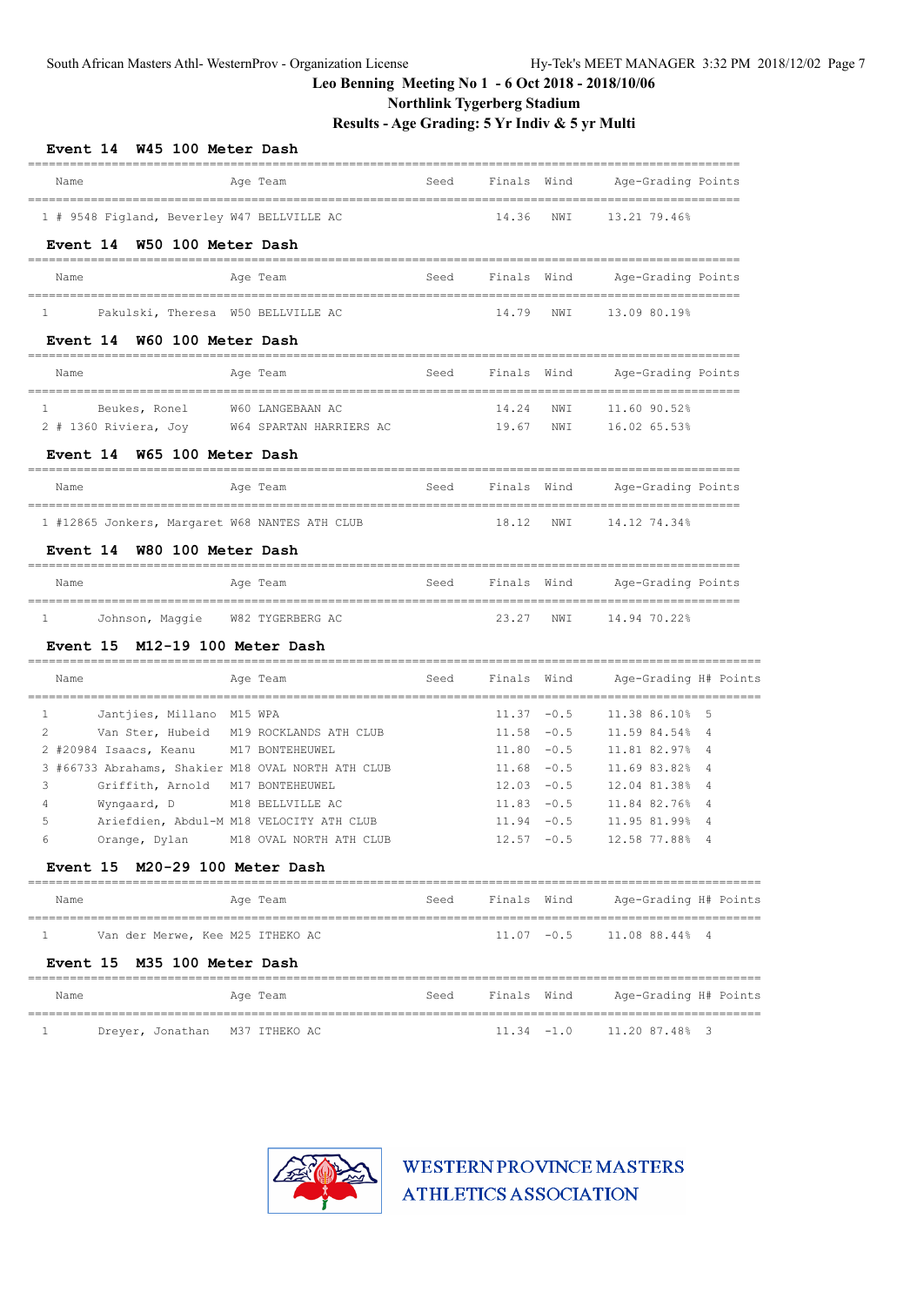Leo Benning Meeting No 1 - 6 Oct 2018 - 2018/10/06

Northlink Tygerberg Stadium

Results - Age Grading: 5 Yr Indiv & 5 yr Multi

## Event 14 W45 100 Meter Dash

| | Name | Age | Team | Seed | Finals | Wind | Age-Grading | Points |
|---|---|---|---|---|---|---|---|---|
| 1 # 9548 | Figland, Beverley | W47 | BELLVILLE AC | | 14.36 | NWI | 13.21 | 79.46% |

## Event 14 W50 100 Meter Dash

| | Name | Age | Team | Seed | Finals | Wind | Age-Grading | Points |
|---|---|---|---|---|---|---|---|---|
| 1 | Pakulski, Theresa | W50 | BELLVILLE AC | | 14.79 | NWI | 13.09 | 80.19% |

## Event 14 W60 100 Meter Dash

| | Name | Age | Team | Seed | Finals | Wind | Age-Grading | Points |
|---|---|---|---|---|---|---|---|---|
| 1 | Beukes, Ronel | W60 | LANGEBAAN AC | | 14.24 | NWI | 11.60 | 90.52% |
| 2 # 1360 | Riviera, Joy | W64 | SPARTAN HARRIERS AC | | 19.67 | NWI | 16.02 | 65.53% |

## Event 14 W65 100 Meter Dash

| | Name | Age | Team | Seed | Finals | Wind | Age-Grading | Points |
|---|---|---|---|---|---|---|---|---|
| 1 #12865 | Jonkers, Margaret | W68 | NANTES ATH CLUB | | 18.12 | NWI | 14.12 | 74.34% |

## Event 14 W80 100 Meter Dash

| | Name | Age | Team | Seed | Finals | Wind | Age-Grading | Points |
|---|---|---|---|---|---|---|---|---|
| 1 | Johnson, Maggie | W82 | TYGERBERG AC | | 23.27 | NWI | 14.94 | 70.22% |

## Event 15 M12-19 100 Meter Dash

| | Name | Age | Team | Seed | Finals | Wind | Age-Grading | | H# | Points |
|---|---|---|---|---|---|---|---|---|---|---|
| 1 | Jantjies, Millano | M15 | WPA | | 11.37 | -0.5 | 11.38 | 86.10% | 5 | |
| 2 | Van Ster, Hubeid | M19 | ROCKLANDS ATH CLUB | | 11.58 | -0.5 | 11.59 | 84.54% | 4 | |
| 2 #20984 | Isaacs, Keanu | M17 | BONTEHEUWEL | | 11.80 | -0.5 | 11.81 | 82.97% | 4 | |
| 3 #66733 | Abrahams, Shakier | M18 | OVAL NORTH ATH CLUB | | 11.68 | -0.5 | 11.69 | 83.82% | 4 | |
| 3 | Griffith, Arnold | M17 | BONTEHEUWEL | | 12.03 | -0.5 | 12.04 | 81.38% | 4 | |
| 4 | Wyngaard, D | M18 | BELLVILLE AC | | 11.83 | -0.5 | 11.84 | 82.76% | 4 | |
| 5 | Ariefdien, Abdul-M | M18 | VELOCITY ATH CLUB | | 11.94 | -0.5 | 11.95 | 81.99% | 4 | |
| 6 | Orange, Dylan | M18 | OVAL NORTH ATH CLUB | | 12.57 | -0.5 | 12.58 | 77.88% | 4 | |

## Event 15 M20-29 100 Meter Dash

| | Name | Age | Team | Seed | Finals | Wind | Age-Grading | | H# | Points |
|---|---|---|---|---|---|---|---|---|---|---|
| 1 | Van der Merwe, Kee | M25 | ITHEKO AC | | 11.07 | -0.5 | 11.08 | 88.44% | 4 | |

## Event 15 M35 100 Meter Dash

| | Name | Age | Team | Seed | Finals | Wind | Age-Grading | | H# | Points |
|---|---|---|---|---|---|---|---|---|---|---|
| 1 | Dreyer, Jonathan | M37 | ITHEKO AC | | 11.34 | -1.0 | 11.20 | 87.48% | 3 | |

WESTERN PROVINCE MASTERS ATHLETICS ASSOCIATION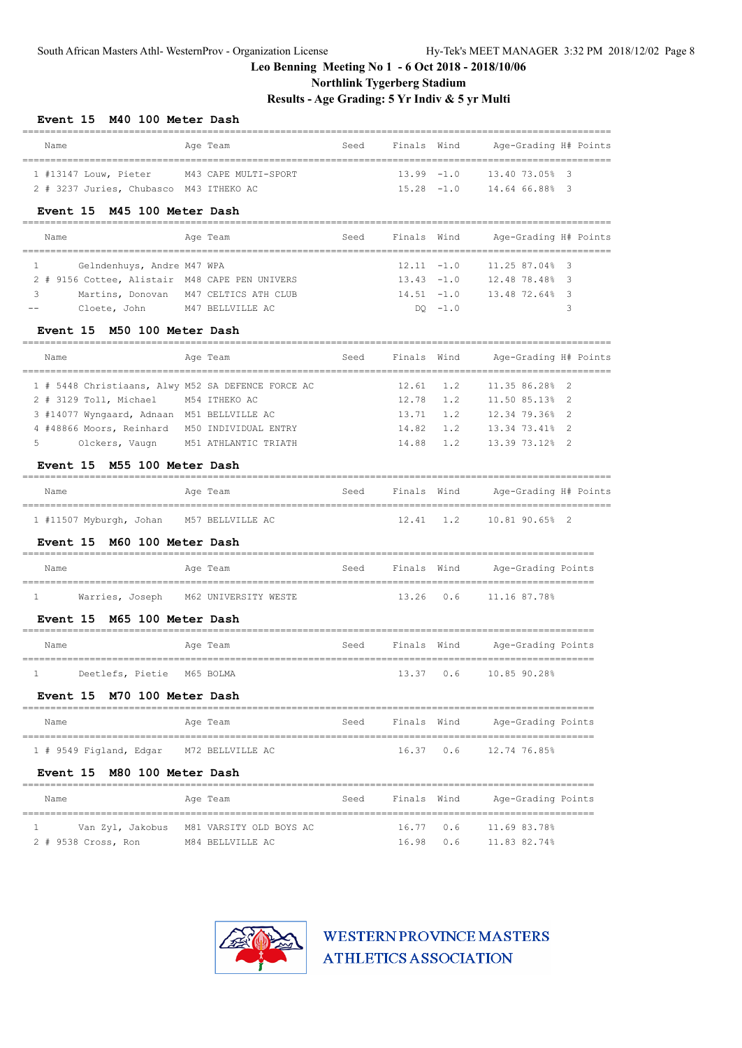## Leo Benning Meeting No 1 - 6 Oct 2018 - 2018/10/06

**Northlink Tygerberg Stadium**

**Results - Age Grading: 5 Yr Indiv & 5 yr Multi**

### Event 15 M40 100 Meter Dash

| Place | # | Name | Age | Team | Seed | Finals | Wind | Age-Grading | H# | Points |
|---|---|---|---|---|---|---|---|---|---|---|
| 1 | #13147 | Louw, Pieter | M43 | CAPE MULTI-SPORT | | 13.99 | -1.0 | 13.40 73.05% | 3 | |
| 2 | # 3237 | Juries, Chubasco | M43 | ITHEKO AC | | 15.28 | -1.0 | 14.64 66.88% | 3 | |

### Event 15 M45 100 Meter Dash

| Place | # | Name | Age | Team | Seed | Finals | Wind | Age-Grading | H# | Points |
|---|---|---|---|---|---|---|---|---|---|---|
| 1 | | Gelndenhuys, Andre | M47 | WPA | | 12.11 | -1.0 | 11.25 87.04% | 3 | |
| 2 | # 9156 | Cottee, Alistair | M48 | CAPE PEN UNIVERS | | 13.43 | -1.0 | 12.48 78.48% | 3 | |
| 3 | | Martins, Donovan | M47 | CELTICS ATH CLUB | | 14.51 | -1.0 | 13.48 72.64% | 3 | |
| -- | | Cloete, John | M47 | BELLVILLE AC | | DQ | -1.0 | | 3 | |

### Event 15 M50 100 Meter Dash

| Place | # | Name | Age | Team | Seed | Finals | Wind | Age-Grading | H# | Points |
|---|---|---|---|---|---|---|---|---|---|---|
| 1 | # 5448 | Christiaans, Alwy | M52 | SA DEFENCE FORCE AC | | 12.61 | 1.2 | 11.35 86.28% | 2 | |
| 2 | # 3129 | Toll, Michael | M54 | ITHEKO AC | | 12.78 | 1.2 | 11.50 85.13% | 2 | |
| 3 | #14077 | Wyngaard, Adnaan | M51 | BELLVILLE AC | | 13.71 | 1.2 | 12.34 79.36% | 2 | |
| 4 | #48866 | Moors, Reinhard | M50 | INDIVIDUAL ENTRY | | 14.82 | 1.2 | 13.34 73.41% | 2 | |
| 5 | | Olckers, Vaugn | M51 | ATHLANTIC TRIATH | | 14.88 | 1.2 | 13.39 73.12% | 2 | |

### Event 15 M55 100 Meter Dash

| Place | # | Name | Age | Team | Seed | Finals | Wind | Age-Grading | H# | Points |
|---|---|---|---|---|---|---|---|---|---|---|
| 1 | #11507 | Myburgh, Johan | M57 | BELLVILLE AC | | 12.41 | 1.2 | 10.81 90.65% | 2 | |

### Event 15 M60 100 Meter Dash

| Place | # | Name | Age | Team | Seed | Finals | Wind | Age-Grading | Points |
|---|---|---|---|---|---|---|---|---|---|
| 1 | | Warries, Joseph | M62 | UNIVERSITY WESTE | | 13.26 | 0.6 | 11.16 87.78% | |

### Event 15 M65 100 Meter Dash

| Place | # | Name | Age | Team | Seed | Finals | Wind | Age-Grading | Points |
|---|---|---|---|---|---|---|---|---|---|
| 1 | | Deetlefs, Pietie | M65 | BOLMA | | 13.37 | 0.6 | 10.85 90.28% | |

### Event 15 M70 100 Meter Dash

| Place | # | Name | Age | Team | Seed | Finals | Wind | Age-Grading | Points |
|---|---|---|---|---|---|---|---|---|---|
| 1 | # 9549 | Figland, Edgar | M72 | BELLVILLE AC | | 16.37 | 0.6 | 12.74 76.85% | |

### Event 15 M80 100 Meter Dash

| Place | # | Name | Age | Team | Seed | Finals | Wind | Age-Grading | Points |
|---|---|---|---|---|---|---|---|---|---|
| 1 | | Van Zyl, Jakobus | M81 | VARSITY OLD BOYS AC | | 16.77 | 0.6 | 11.69 83.78% | |
| 2 | # 9538 | Cross, Ron | M84 | BELLVILLE AC | | 16.98 | 0.6 | 11.83 82.74% | |

WESTERN PROVINCE MASTERS ATHLETICS ASSOCIATION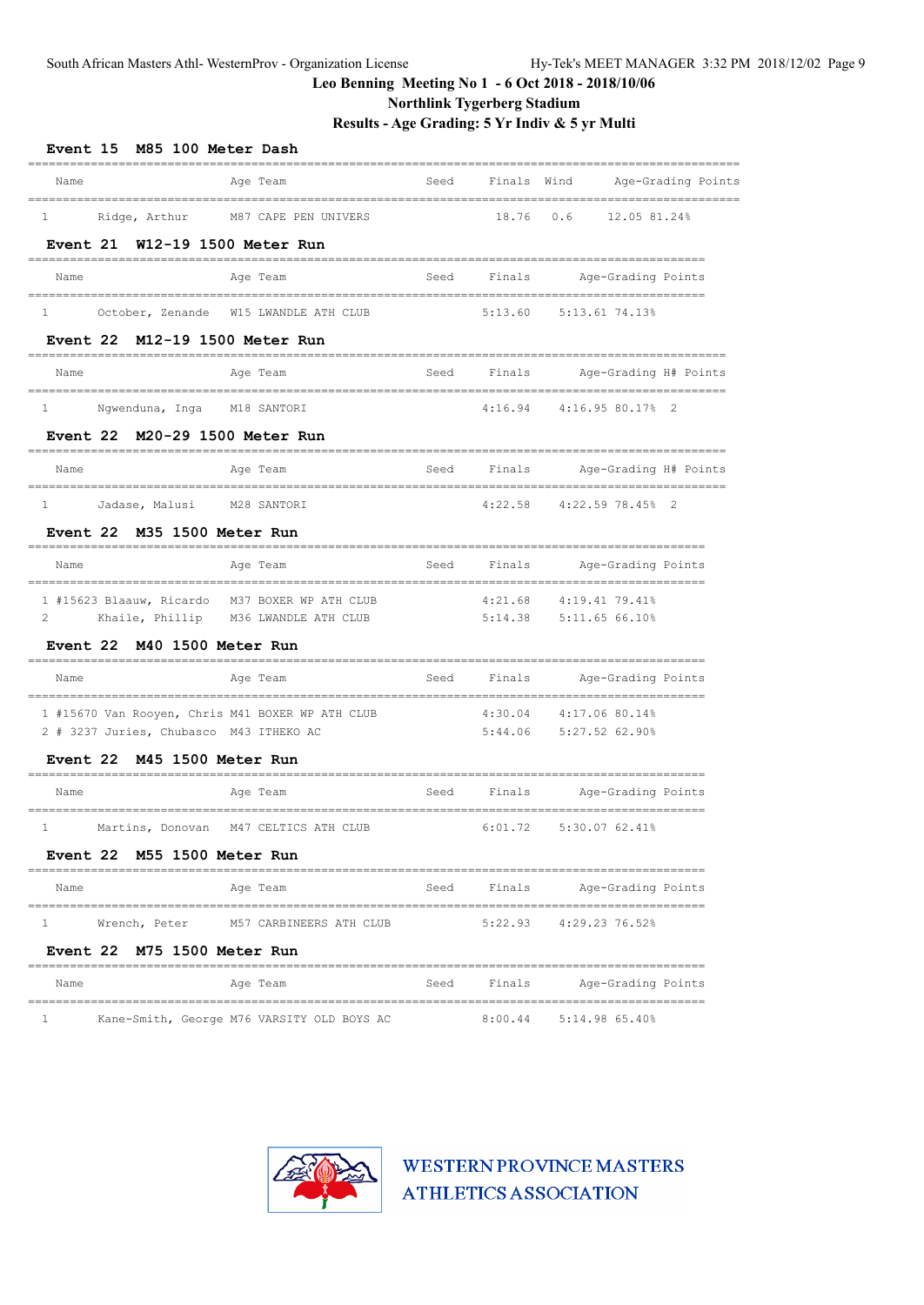# Leo Benning Meeting No 1 - 6 Oct 2018 - 2018/10/06

## Northlink Tygerberg Stadium

## Results - Age Grading: 5 Yr Indiv & 5 yr Multi

### Event 15 M85 100 Meter Dash

| | Name | Age | Team | Seed | Finals | Wind | Age-Grading | Points |
|---|---|---|---|---|---|---|---|---|
| 1 | Ridge, Arthur | M87 | CAPE PEN UNIVERS | | 18.76 | 0.6 | 12.05 81.24% | |

### Event 21 W12-19 1500 Meter Run

| | Name | Age | Team | Seed | Finals | Age-Grading | Points |
|---|---|---|---|---|---|---|---|
| 1 | October, Zenande | W15 | LWANDLE ATH CLUB | | 5:13.60 | 5:13.61 74.13% | |

### Event 22 M12-19 1500 Meter Run

| | Name | Age | Team | Seed | Finals | Age-Grading | H# | Points |
|---|---|---|---|---|---|---|---|---|
| 1 | Ngwenduna, Inga | M18 | SANTORI | | 4:16.94 | 4:16.95 80.17% | 2 | |

### Event 22 M20-29 1500 Meter Run

| | Name | Age | Team | Seed | Finals | Age-Grading | H# | Points |
|---|---|---|---|---|---|---|---|---|
| 1 | Jadase, Malusi | M28 | SANTORI | | 4:22.58 | 4:22.59 78.45% | 2 | |

### Event 22 M35 1500 Meter Run

| | Name | Age | Team | Seed | Finals | Age-Grading | Points |
|---|---|---|---|---|---|---|---|
| 1 | #15623 Blaauw, Ricardo | M37 | BOXER WP ATH CLUB | | 4:21.68 | 4:19.41 79.41% | |
| 2 | Khaile, Phillip | M36 | LWANDLE ATH CLUB | | 5:14.38 | 5:11.65 66.10% | |

### Event 22 M40 1500 Meter Run

| | Name | Age | Team | Seed | Finals | Age-Grading | Points |
|---|---|---|---|---|---|---|---|
| 1 | #15670 Van Rooyen, Chris | M41 | BOXER WP ATH CLUB | | 4:30.04 | 4:17.06 80.14% | |
| 2 | # 3237 Juries, Chubasco | M43 | ITHEKO AC | | 5:44.06 | 5:27.52 62.90% | |

### Event 22 M45 1500 Meter Run

| | Name | Age | Team | Seed | Finals | Age-Grading | Points |
|---|---|---|---|---|---|---|---|
| 1 | Martins, Donovan | M47 | CELTICS ATH CLUB | | 6:01.72 | 5:30.07 62.41% | |

### Event 22 M55 1500 Meter Run

| | Name | Age | Team | Seed | Finals | Age-Grading | Points |
|---|---|---|---|---|---|---|---|
| 1 | Wrench, Peter | M57 | CARBINEERS ATH CLUB | | 5:22.93 | 4:29.23 76.52% | |

### Event 22 M75 1500 Meter Run

| | Name | Age | Team | Seed | Finals | Age-Grading | Points |
|---|---|---|---|---|---|---|---|
| 1 | Kane-Smith, George | M76 | VARSITY OLD BOYS AC | | 8:00.44 | 5:14.98 65.40% | |

WESTERN PROVINCE MASTERS ATHLETICS ASSOCIATION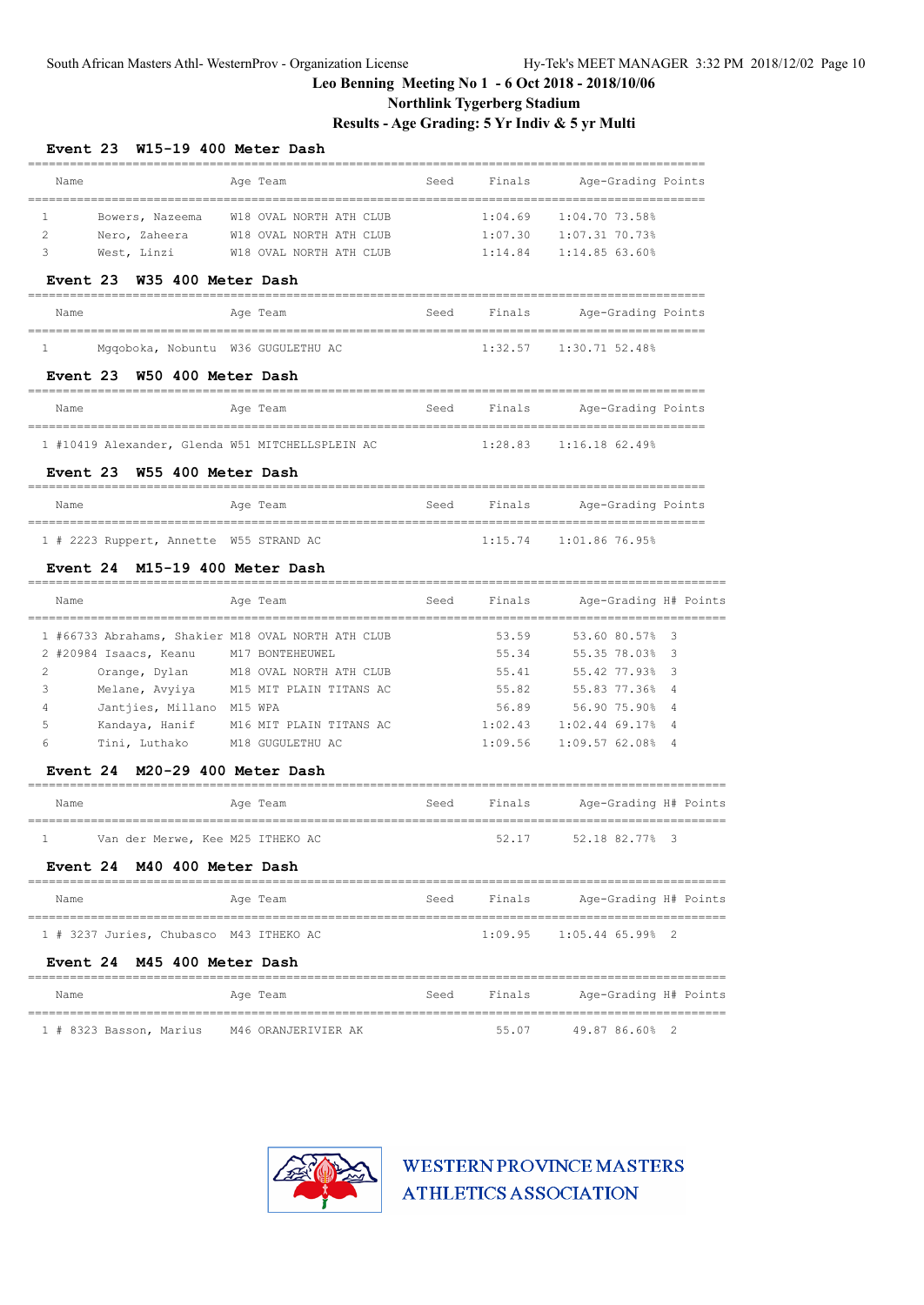**Leo Benning Meeting No 1 - 6 Oct 2018 - 2018/10/06**

**Northlink Tygerberg Stadium**

**Results - Age Grading: 5 Yr Indiv & 5 yr Multi**

### Event 23 W15-19 400 Meter Dash

| | Name | Age | Team | Seed | Finals | Age-Grading | Points |
|---|---|---|---|---|---|---|---|
| 1 | Bowers, Nazeema | W18 | OVAL NORTH ATH CLUB | | 1:04.69 | 1:04.70 73.58% | |
| 2 | Nero, Zaheera | W18 | OVAL NORTH ATH CLUB | | 1:07.30 | 1:07.31 70.73% | |
| 3 | West, Linzi | W18 | OVAL NORTH ATH CLUB | | 1:14.84 | 1:14.85 63.60% | |

### Event 23 W35 400 Meter Dash

| | Name | Age | Team | Seed | Finals | Age-Grading | Points |
|---|---|---|---|---|---|---|---|
| 1 | Mgqoboka, Nobuntu | W36 | GUGULETHU AC | | 1:32.57 | 1:30.71 52.48% | |

### Event 23 W50 400 Meter Dash

| | Name | Age | Team | Seed | Finals | Age-Grading | Points |
|---|---|---|---|---|---|---|---|
| 1 | #10419 Alexander, Glenda | W51 | MITCHELLSPLEIN AC | | 1:28.83 | 1:16.18 62.49% | |

### Event 23 W55 400 Meter Dash

| | Name | Age | Team | Seed | Finals | Age-Grading | Points |
|---|---|---|---|---|---|---|---|
| 1 | # 2223 Ruppert, Annette | W55 | STRAND AC | | 1:15.74 | 1:01.86 76.95% | |

### Event 24 M15-19 400 Meter Dash

| | Name | Age | Team | Seed | Finals | Age-Grading | H# | Points |
|---|---|---|---|---|---|---|---|---|
| 1 | #66733 Abrahams, Shakier | M18 | OVAL NORTH ATH CLUB | | 53.59 | 53.60 80.57% | 3 | |
| 2 | #20984 Isaacs, Keanu | M17 | BONTEHEUWEL | | 55.34 | 55.35 78.03% | 3 | |
| 2 | Orange, Dylan | M18 | OVAL NORTH ATH CLUB | | 55.41 | 55.42 77.93% | 3 | |
| 3 | Melane, Avyiya | M15 | MIT PLAIN TITANS AC | | 55.82 | 55.83 77.36% | 4 | |
| 4 | Jantjies, Millano | M15 | WPA | | 56.89 | 56.90 75.90% | 4 | |
| 5 | Kandaya, Hanif | M16 | MIT PLAIN TITANS AC | | 1:02.43 | 1:02.44 69.17% | 4 | |
| 6 | Tini, Luthako | M18 | GUGULETHU AC | | 1:09.56 | 1:09.57 62.08% | 4 | |

### Event 24 M20-29 400 Meter Dash

| | Name | Age | Team | Seed | Finals | Age-Grading | H# | Points |
|---|---|---|---|---|---|---|---|---|
| 1 | Van der Merwe, Kee | M25 | ITHEKO AC | | 52.17 | 52.18 82.77% | 3 | |

### Event 24 M40 400 Meter Dash

| | Name | Age | Team | Seed | Finals | Age-Grading | H# | Points |
|---|---|---|---|---|---|---|---|---|
| 1 | # 3237 Juries, Chubasco | M43 | ITHEKO AC | | 1:09.95 | 1:05.44 65.99% | 2 | |

### Event 24 M45 400 Meter Dash

| | Name | Age | Team | Seed | Finals | Age-Grading | H# | Points |
|---|---|---|---|---|---|---|---|---|
| 1 | # 8323 Basson, Marius | M46 | ORANJERIVIER AK | | 55.07 | 49.87 86.60% | 2 | |

WESTERN PROVINCE MASTERS ATHLETICS ASSOCIATION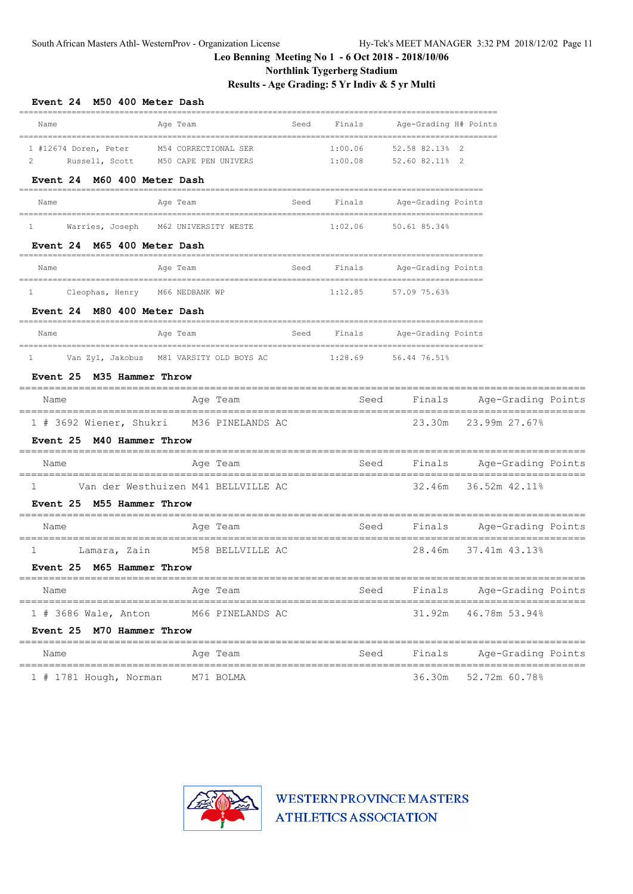### Leo Benning Meeting No 1 - 6 Oct 2018 - 2018/10/06
### Northlink Tygerberg Stadium
### Results - Age Grading: 5 Yr Indiv & 5 yr Multi

**Event 24 M50 400 Meter Dash**

| | Name | Age | Team | Seed | Finals | Age-Grading | | H# | Points |
|---|---|---|---|---|---|---|---|---|---|
| 1 | #12674 Doren, Peter | M54 | CORRECTIONAL SER | | 1:00.06 | 52.58 | 82.13% | 2 | |
| 2 | Russell, Scott | M50 | CAPE PEN UNIVERS | | 1:00.08 | 52.60 | 82.11% | 2 | |

**Event 24 M60 400 Meter Dash**

| | Name | Age | Team | Seed | Finals | Age-Grading | | Points |
|---|---|---|---|---|---|---|---|---|
| 1 | Warries, Joseph | M62 | UNIVERSITY WESTE | | 1:02.06 | 50.61 | 85.34% | |

**Event 24 M65 400 Meter Dash**

| | Name | Age | Team | Seed | Finals | Age-Grading | | Points |
|---|---|---|---|---|---|---|---|---|
| 1 | Cleophas, Henry | M66 | NEDBANK WP | | 1:12.85 | 57.09 | 75.63% | |

**Event 24 M80 400 Meter Dash**

| | Name | Age | Team | Seed | Finals | Age-Grading | | Points |
|---|---|---|---|---|---|---|---|---|
| 1 | Van Zyl, Jakobus | M81 | VARSITY OLD BOYS AC | | 1:28.69 | 56.44 | 76.51% | |

**Event 25 M35 Hammer Throw**

| | Name | Age | Team | Seed | Finals | Age-Grading | | Points |
|---|---|---|---|---|---|---|---|---|
| 1 | # 3692 Wiener, Shukri | M36 | PINELANDS AC | | 23.30m | 23.99m | 27.67% | |

**Event 25 M40 Hammer Throw**

| | Name | Age | Team | Seed | Finals | Age-Grading | | Points |
|---|---|---|---|---|---|---|---|---|
| 1 | Van der Westhuizen | M41 | BELLVILLE AC | | 32.46m | 36.52m | 42.11% | |

**Event 25 M55 Hammer Throw**

| | Name | Age | Team | Seed | Finals | Age-Grading | | Points |
|---|---|---|---|---|---|---|---|---|
| 1 | Lamara, Zain | M58 | BELLVILLE AC | | 28.46m | 37.41m | 43.13% | |

**Event 25 M65 Hammer Throw**

| | Name | Age | Team | Seed | Finals | Age-Grading | | Points |
|---|---|---|---|---|---|---|---|---|
| 1 | # 3686 Wale, Anton | M66 | PINELANDS AC | | 31.92m | 46.78m | 53.94% | |

**Event 25 M70 Hammer Throw**

| | Name | Age | Team | Seed | Finals | Age-Grading | | Points |
|---|---|---|---|---|---|---|---|---|
| 1 | # 1781 Hough, Norman | M71 | BOLMA | | 36.30m | 52.72m | 60.78% | |

WESTERN PROVINCE MASTERS ATHLETICS ASSOCIATION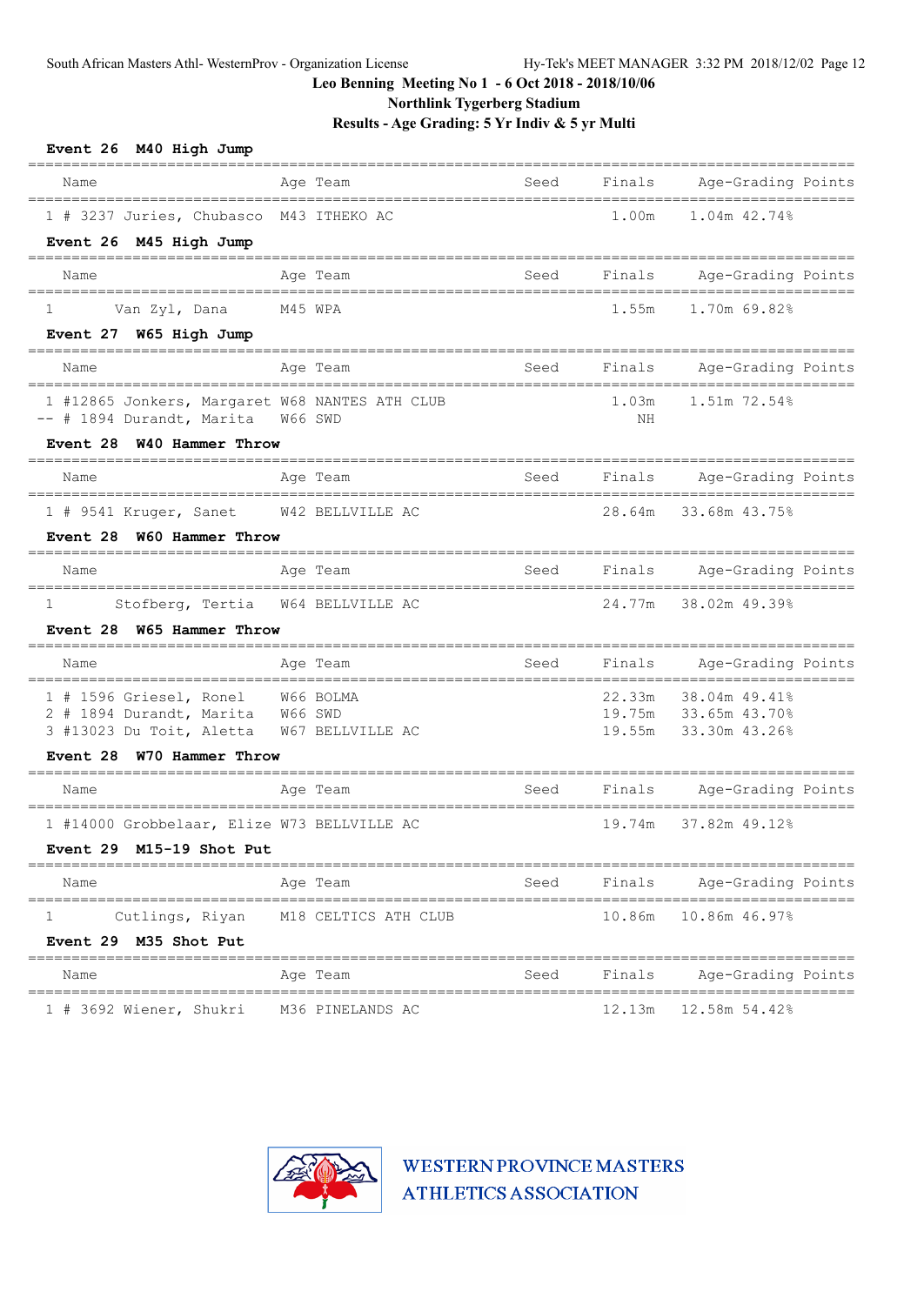# Leo Benning Meeting No 1 - 6 Oct 2018 - 2018/10/06

## Northlink Tygerberg Stadium

## Results - Age Grading: 5 Yr Indiv & 5 yr Multi

### Event 26 M40 High Jump

| Place | # | Name | Age | Team | Seed | Finals | Age-Grading | Points |
|---|---|---|---|---|---|---|---|---|
| 1 | # 3237 | Juries, Chubasco | M43 | ITHEKO AC | | 1.00m | 1.04m | 42.74% |

### Event 26 M45 High Jump

| Place | # | Name | Age | Team | Seed | Finals | Age-Grading | Points |
|---|---|---|---|---|---|---|---|---|
| 1 | | Van Zyl, Dana | M45 | WPA | | 1.55m | 1.70m | 69.82% |

### Event 27 W65 High Jump

| Place | # | Name | Age | Team | Seed | Finals | Age-Grading | Points |
|---|---|---|---|---|---|---|---|---|
| 1 | #12865 | Jonkers, Margaret | W68 | NANTES ATH CLUB | | 1.03m | 1.51m | 72.54% |
| -- | # 1894 | Durandt, Marita | W66 | SWD | | NH | | |

### Event 28 W40 Hammer Throw

| Place | # | Name | Age | Team | Seed | Finals | Age-Grading | Points |
|---|---|---|---|---|---|---|---|---|
| 1 | # 9541 | Kruger, Sanet | W42 | BELLVILLE AC | | 28.64m | 33.68m | 43.75% |

### Event 28 W60 Hammer Throw

| Place | # | Name | Age | Team | Seed | Finals | Age-Grading | Points |
|---|---|---|---|---|---|---|---|---|
| 1 | | Stofberg, Tertia | W64 | BELLVILLE AC | | 24.77m | 38.02m | 49.39% |

### Event 28 W65 Hammer Throw

| Place | # | Name | Age | Team | Seed | Finals | Age-Grading | Points |
|---|---|---|---|---|---|---|---|---|
| 1 | # 1596 | Griesel, Ronel | W66 | BOLMA | | 22.33m | 38.04m | 49.41% |
| 2 | # 1894 | Durandt, Marita | W66 | SWD | | 19.75m | 33.65m | 43.70% |
| 3 | #13023 | Du Toit, Aletta | W67 | BELLVILLE AC | | 19.55m | 33.30m | 43.26% |

### Event 28 W70 Hammer Throw

| Place | # | Name | Age | Team | Seed | Finals | Age-Grading | Points |
|---|---|---|---|---|---|---|---|---|
| 1 | #14000 | Grobbelaar, Elize | W73 | BELLVILLE AC | | 19.74m | 37.82m | 49.12% |

### Event 29 M15-19 Shot Put

| Place | # | Name | Age | Team | Seed | Finals | Age-Grading | Points |
|---|---|---|---|---|---|---|---|---|
| 1 | | Cutlings, Riyan | M18 | CELTICS ATH CLUB | | 10.86m | 10.86m | 46.97% |

### Event 29 M35 Shot Put

| Place | # | Name | Age | Team | Seed | Finals | Age-Grading | Points |
|---|---|---|---|---|---|---|---|---|
| 1 | # 3692 | Wiener, Shukri | M36 | PINELANDS AC | | 12.13m | 12.58m | 54.42% |

WESTERN PROVINCE MASTERS ATHLETICS ASSOCIATION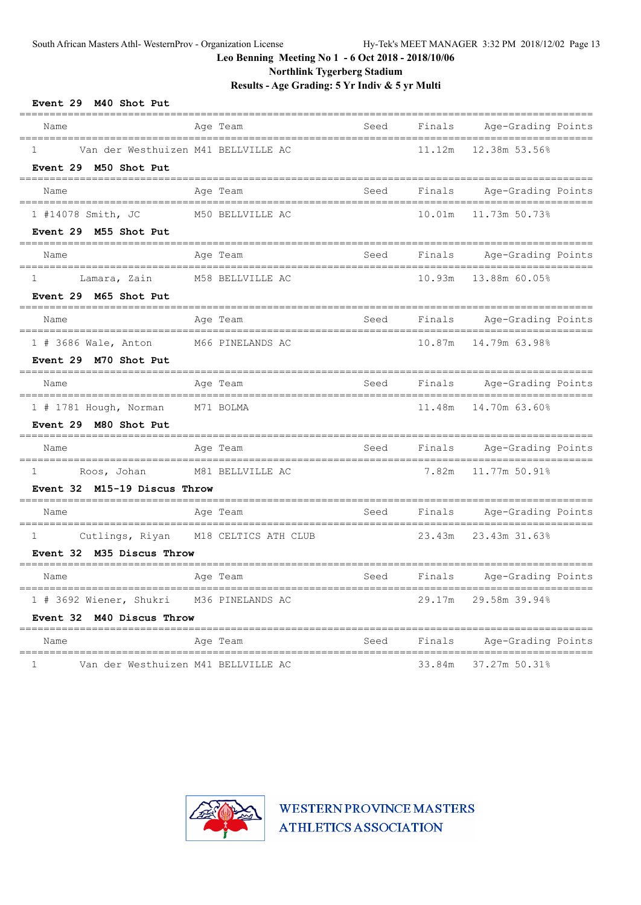Leo Benning Meeting No 1 - 6 Oct 2018 - 2018/10/06

Northlink Tygerberg Stadium

Results - Age Grading: 5 Yr Indiv & 5 yr Multi

**Event 29 M40 Shot Put**

| Name | Age | Team | Seed | Finals | Age-Grading | Points |
|---|---|---|---|---|---|---|
| 1 Van der Westhuizen | M41 | BELLVILLE AC | | 11.12m | 12.38m | 53.56% |

**Event 29 M50 Shot Put**

| Name | Age | Team | Seed | Finals | Age-Grading | Points |
|---|---|---|---|---|---|---|
| 1 #14078 Smith, JC | M50 | BELLVILLE AC | | 10.01m | 11.73m | 50.73% |

**Event 29 M55 Shot Put**

| Name | Age | Team | Seed | Finals | Age-Grading | Points |
|---|---|---|---|---|---|---|
| 1 Lamara, Zain | M58 | BELLVILLE AC | | 10.93m | 13.88m | 60.05% |

**Event 29 M65 Shot Put**

| Name | Age | Team | Seed | Finals | Age-Grading | Points |
|---|---|---|---|---|---|---|
| 1 # 3686 Wale, Anton | M66 | PINELANDS AC | | 10.87m | 14.79m | 63.98% |

**Event 29 M70 Shot Put**

| Name | Age | Team | Seed | Finals | Age-Grading | Points |
|---|---|---|---|---|---|---|
| 1 # 1781 Hough, Norman | M71 | BOLMA | | 11.48m | 14.70m | 63.60% |

**Event 29 M80 Shot Put**

| Name | Age | Team | Seed | Finals | Age-Grading | Points |
|---|---|---|---|---|---|---|
| 1 Roos, Johan | M81 | BELLVILLE AC | | 7.82m | 11.77m | 50.91% |

**Event 32 M15-19 Discus Throw**

| Name | Age | Team | Seed | Finals | Age-Grading | Points |
|---|---|---|---|---|---|---|
| 1 Cutlings, Riyan | M18 | CELTICS ATH CLUB | | 23.43m | 23.43m | 31.63% |

**Event 32 M35 Discus Throw**

| Name | Age | Team | Seed | Finals | Age-Grading | Points |
|---|---|---|---|---|---|---|
| 1 # 3692 Wiener, Shukri | M36 | PINELANDS AC | | 29.17m | 29.58m | 39.94% |

**Event 32 M40 Discus Throw**

| Name | Age | Team | Seed | Finals | Age-Grading | Points |
|---|---|---|---|---|---|---|
| 1 Van der Westhuizen | M41 | BELLVILLE AC | | 33.84m | 37.27m | 50.31% |

WESTERN PROVINCE MASTERS ATHLETICS ASSOCIATION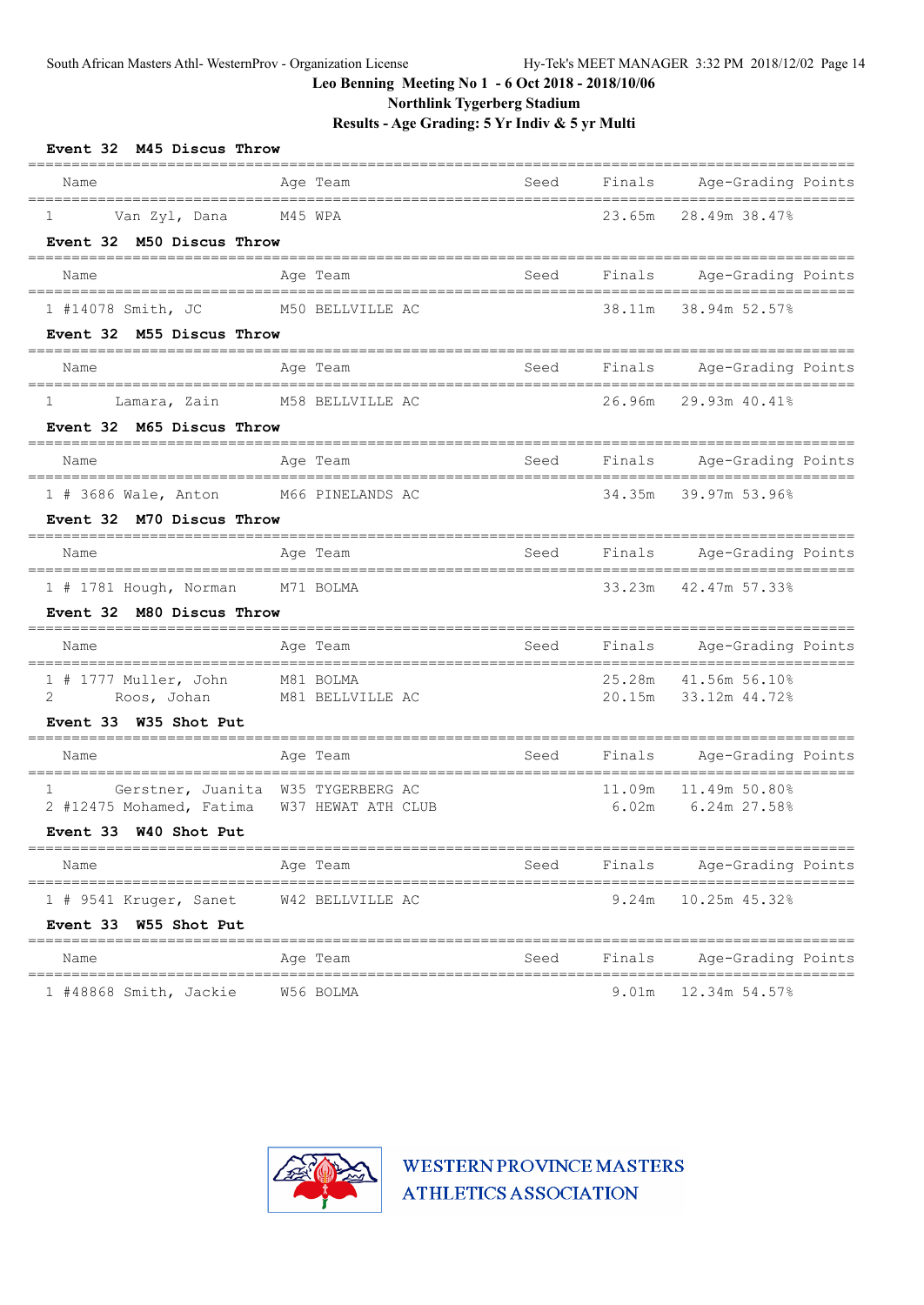# Leo Benning Meeting No 1 - 6 Oct 2018 - 2018/10/06

## Northlink Tygerberg Stadium

### Results - Age Grading: 5 Yr Indiv & 5 yr Multi

**Event 32 M45 Discus Throw**

| Name | Age | Team | Seed | Finals | Age-Grading | Points |
|---|---|---|---|---|---|---|
| 1 Van Zyl, Dana | M45 | WPA | | 23.65m | 28.49m | 38.47% |

**Event 32 M50 Discus Throw**

| Name | Age | Team | Seed | Finals | Age-Grading | Points |
|---|---|---|---|---|---|---|
| 1 #14078 Smith, JC | M50 | BELLVILLE AC | | 38.11m | 38.94m | 52.57% |

**Event 32 M55 Discus Throw**

| Name | Age | Team | Seed | Finals | Age-Grading | Points |
|---|---|---|---|---|---|---|
| 1 Lamara, Zain | M58 | BELLVILLE AC | | 26.96m | 29.93m | 40.41% |

**Event 32 M65 Discus Throw**

| Name | Age | Team | Seed | Finals | Age-Grading | Points |
|---|---|---|---|---|---|---|
| 1 # 3686 Wale, Anton | M66 | PINELANDS AC | | 34.35m | 39.97m | 53.96% |

**Event 32 M70 Discus Throw**

| Name | Age | Team | Seed | Finals | Age-Grading | Points |
|---|---|---|---|---|---|---|
| 1 # 1781 Hough, Norman | M71 | BOLMA | | 33.23m | 42.47m | 57.33% |

**Event 32 M80 Discus Throw**

| Name | Age | Team | Seed | Finals | Age-Grading | Points |
|---|---|---|---|---|---|---|
| 1 # 1777 Muller, John | M81 | BOLMA | | 25.28m | 41.56m | 56.10% |
| 2 Roos, Johan | M81 | BELLVILLE AC | | 20.15m | 33.12m | 44.72% |

**Event 33 W35 Shot Put**

| Name | Age | Team | Seed | Finals | Age-Grading | Points |
|---|---|---|---|---|---|---|
| 1 Gerstner, Juanita | W35 | TYGERBERG AC | | 11.09m | 11.49m | 50.80% |
| 2 #12475 Mohamed, Fatima | W37 | HEWAT ATH CLUB | | 6.02m | 6.24m | 27.58% |

**Event 33 W40 Shot Put**

| Name | Age | Team | Seed | Finals | Age-Grading | Points |
|---|---|---|---|---|---|---|
| 1 # 9541 Kruger, Sanet | W42 | BELLVILLE AC | | 9.24m | 10.25m | 45.32% |

**Event 33 W55 Shot Put**

| Name | Age | Team | Seed | Finals | Age-Grading | Points |
|---|---|---|---|---|---|---|
| 1 #48868 Smith, Jackie | W56 | BOLMA | | 9.01m | 12.34m | 54.57% |

WESTERN PROVINCE MASTERS ATHLETICS ASSOCIATION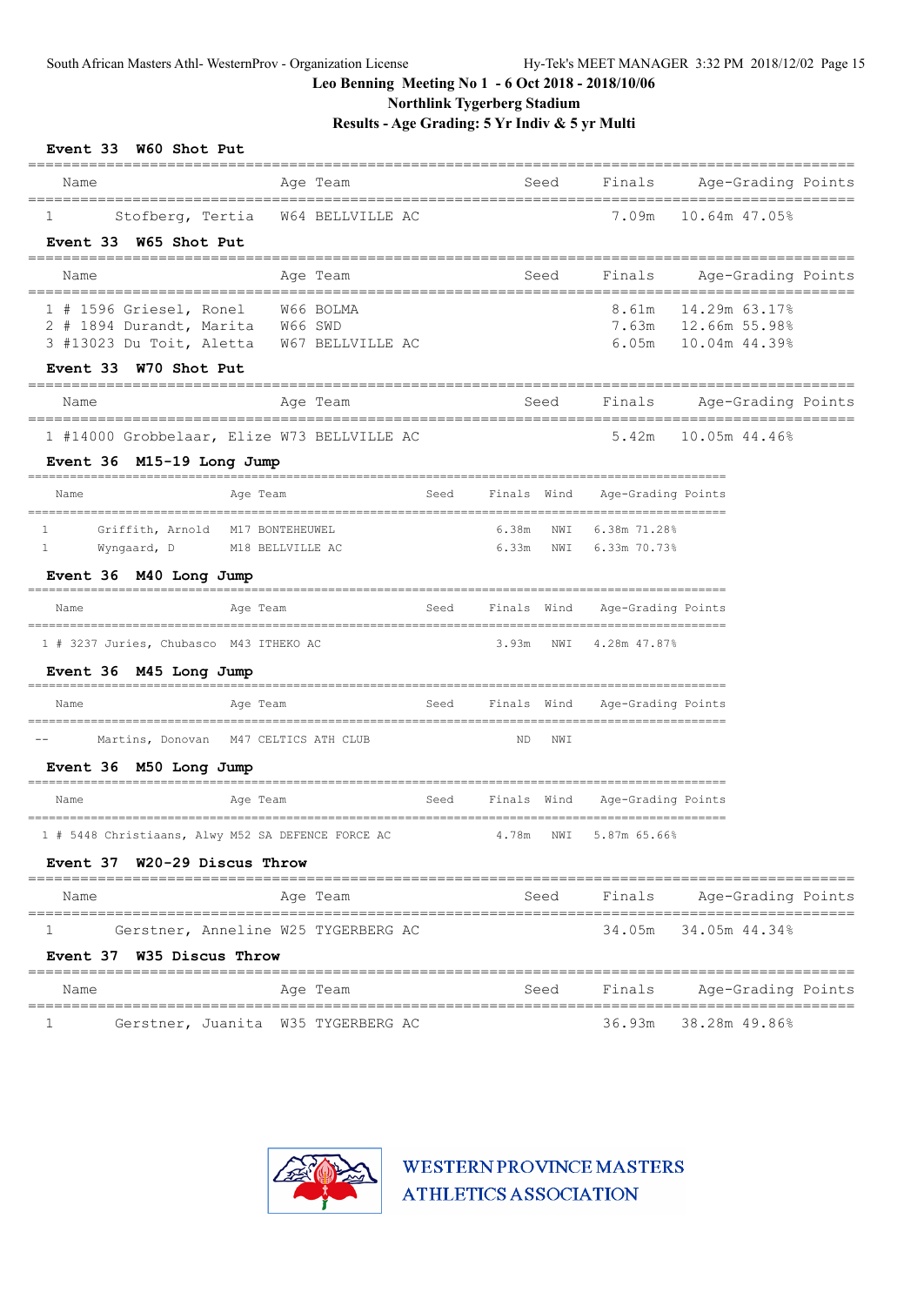Leo Benning Meeting No 1 - 6 Oct 2018 - 2018/10/06

Northlink Tygerberg Stadium

**Results - Age Grading: 5 Yr Indiv & 5 yr Multi**

### Event 33 W60 Shot Put

| | Name | Age | Team | Seed | Finals | Age-Grading | Points |
|---|---|---|---|---|---|---|---|
| 1 | Stofberg, Tertia | W64 | BELLVILLE AC | | 7.09m | 10.64m | 47.05% |

### Event 33 W65 Shot Put

| | Name | Age | Team | Seed | Finals | Age-Grading | Points |
|---|---|---|---|---|---|---|---|
| 1 | # 1596 Griesel, Ronel | W66 | BOLMA | | 8.61m | 14.29m | 63.17% |
| 2 | # 1894 Durandt, Marita | W66 | SWD | | 7.63m | 12.66m | 55.98% |
| 3 | #13023 Du Toit, Aletta | W67 | BELLVILLE AC | | 6.05m | 10.04m | 44.39% |

### Event 33 W70 Shot Put

| | Name | Age | Team | Seed | Finals | Age-Grading | Points |
|---|---|---|---|---|---|---|---|
| 1 | #14000 Grobbelaar, Elize | W73 | BELLVILLE AC | | 5.42m | 10.05m | 44.46% |

### Event 36 M15-19 Long Jump

| | Name | Age | Team | Seed | Finals | Wind | Age-Grading | Points |
|---|---|---|---|---|---|---|---|---|
| 1 | Griffith, Arnold | M17 | BONTEHEUWEL | | 6.38m | NWI | 6.38m | 71.28% |
| 1 | Wyngaard, D | M18 | BELLVILLE AC | | 6.33m | NWI | 6.33m | 70.73% |

### Event 36 M40 Long Jump

| | Name | Age | Team | Seed | Finals | Wind | Age-Grading | Points |
|---|---|---|---|---|---|---|---|---|
| 1 | # 3237 Juries, Chubasco | M43 | ITHEKO AC | | 3.93m | NWI | 4.28m | 47.87% |

### Event 36 M45 Long Jump

| | Name | Age | Team | Seed | Finals | Wind | Age-Grading | Points |
|---|---|---|---|---|---|---|---|---|
| -- | Martins, Donovan | M47 | CELTICS ATH CLUB | | ND | NWI | | |

### Event 36 M50 Long Jump

| | Name | Age | Team | Seed | Finals | Wind | Age-Grading | Points |
|---|---|---|---|---|---|---|---|---|
| 1 | # 5448 Christiaans, Alwy | M52 | SA DEFENCE FORCE AC | | 4.78m | NWI | 5.87m | 65.66% |

### Event 37 W20-29 Discus Throw

| | Name | Age | Team | Seed | Finals | Age-Grading | Points |
|---|---|---|---|---|---|---|---|
| 1 | Gerstner, Anneline | W25 | TYGERBERG AC | | 34.05m | 34.05m | 44.34% |

### Event 37 W35 Discus Throw

| | Name | Age | Team | Seed | Finals | Age-Grading | Points |
|---|---|---|---|---|---|---|---|
| 1 | Gerstner, Juanita | W35 | TYGERBERG AC | | 36.93m | 38.28m | 49.86% |

WESTERN PROVINCE MASTERS ATHLETICS ASSOCIATION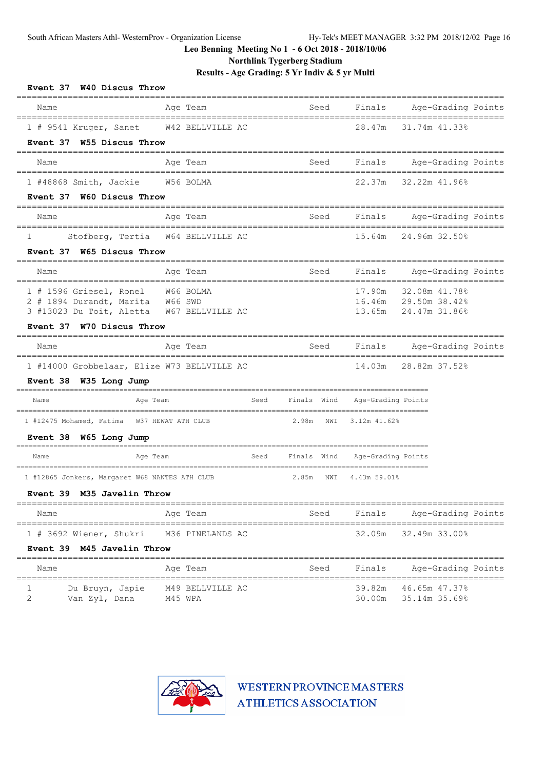Leo Benning Meeting No 1 - 6 Oct 2018 - 2018/10/06

Northlink Tygerberg Stadium

Results - Age Grading: 5 Yr Indiv & 5 yr Multi

**Event 37 W40 Discus Throw**

| | Name | Age | Team | Seed | Finals | Age-Grading | Points |
|---|---|---|---|---|---|---|---|
| 1 | # 9541 Kruger, Sanet | W42 | BELLVILLE AC | | 28.47m | 31.74m | 41.33% |

**Event 37 W55 Discus Throw**

| | Name | Age | Team | Seed | Finals | Age-Grading | Points |
|---|---|---|---|---|---|---|---|
| 1 | #48868 Smith, Jackie | W56 | BOLMA | | 22.37m | 32.22m | 41.96% |

**Event 37 W60 Discus Throw**

| | Name | Age | Team | Seed | Finals | Age-Grading | Points |
|---|---|---|---|---|---|---|---|
| 1 | Stofberg, Tertia | W64 | BELLVILLE AC | | 15.64m | 24.96m | 32.50% |

**Event 37 W65 Discus Throw**

| | Name | Age | Team | Seed | Finals | Age-Grading | Points |
|---|---|---|---|---|---|---|---|
| 1 | # 1596 Griesel, Ronel | W66 | BOLMA | | 17.90m | 32.08m | 41.78% |
| 2 | # 1894 Durandt, Marita | W66 | SWD | | 16.46m | 29.50m | 38.42% |
| 3 | #13023 Du Toit, Aletta | W67 | BELLVILLE AC | | 13.65m | 24.47m | 31.86% |

**Event 37 W70 Discus Throw**

| | Name | Age | Team | Seed | Finals | Age-Grading | Points |
|---|---|---|---|---|---|---|---|
| 1 | #14000 Grobbelaar, Elize | W73 | BELLVILLE AC | | 14.03m | 28.82m | 37.52% |

**Event 38 W35 Long Jump**

| | Name | Age | Team | Seed | Finals | Wind | Age-Grading | Points |
|---|---|---|---|---|---|---|---|---|
| 1 | #12475 Mohamed, Fatima | W37 | HEWAT ATH CLUB | | 2.98m | NWI | 3.12m | 41.62% |

**Event 38 W65 Long Jump**

| | Name | Age | Team | Seed | Finals | Wind | Age-Grading | Points |
|---|---|---|---|---|---|---|---|---|
| 1 | #12865 Jonkers, Margaret | W68 | NANTES ATH CLUB | | 2.85m | NWI | 4.43m | 59.01% |

**Event 39 M35 Javelin Throw**

| | Name | Age | Team | Seed | Finals | Age-Grading | Points |
|---|---|---|---|---|---|---|---|
| 1 | # 3692 Wiener, Shukri | M36 | PINELANDS AC | | 32.09m | 32.49m | 33.00% |

**Event 39 M45 Javelin Throw**

| | Name | Age | Team | Seed | Finals | Age-Grading | Points |
|---|---|---|---|---|---|---|---|
| 1 | Du Bruyn, Japie | M49 | BELLVILLE AC | | 39.82m | 46.65m | 47.37% |
| 2 | Van Zyl, Dana | M45 | WPA | | 30.00m | 35.14m | 35.69% |

WESTERN PROVINCE MASTERS ATHLETICS ASSOCIATION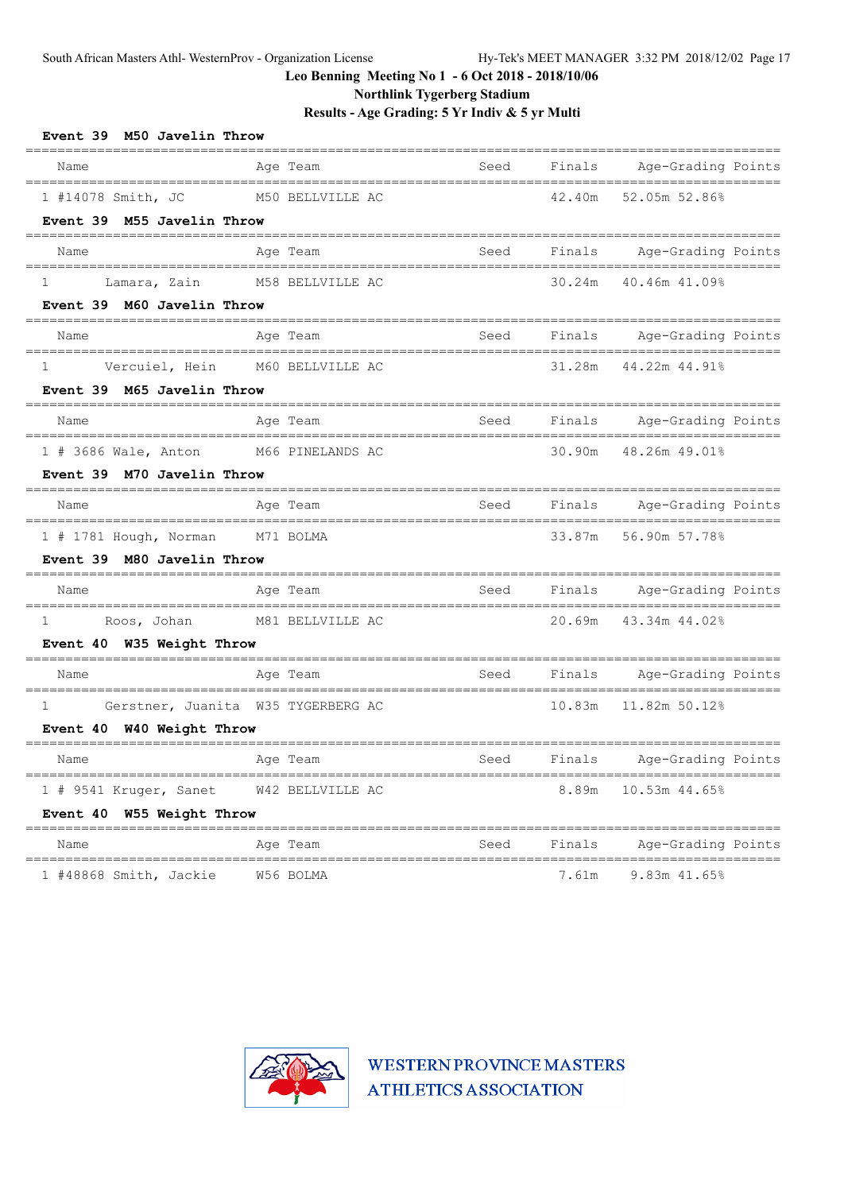Leo Benning Meeting No 1 - 6 Oct 2018 - 2018/10/06

Northlink Tygerberg Stadium

Results - Age Grading: 5 Yr Indiv & 5 yr Multi

**Event 39 M50 Javelin Throw**

| Name | Age | Team | Seed | Finals | Age-Grading | Points |
|---|---|---|---|---|---|---|
| 1 #14078 Smith, JC | M50 | BELLVILLE AC | | 42.40m | 52.05m | 52.86% |

**Event 39 M55 Javelin Throw**

| Name | Age | Team | Seed | Finals | Age-Grading | Points |
|---|---|---|---|---|---|---|
| 1 Lamara, Zain | M58 | BELLVILLE AC | | 30.24m | 40.46m | 41.09% |

**Event 39 M60 Javelin Throw**

| Name | Age | Team | Seed | Finals | Age-Grading | Points |
|---|---|---|---|---|---|---|
| 1 Verciuel, Hein | M60 | BELLVILLE AC | | 31.28m | 44.22m | 44.91% |

**Event 39 M65 Javelin Throw**

| Name | Age | Team | Seed | Finals | Age-Grading | Points |
|---|---|---|---|---|---|---|
| 1 # 3686 Wale, Anton | M66 | PINELANDS AC | | 30.90m | 48.26m | 49.01% |

**Event 39 M70 Javelin Throw**

| Name | Age | Team | Seed | Finals | Age-Grading | Points |
|---|---|---|---|---|---|---|
| 1 # 1781 Hough, Norman | M71 | BOLMA | | 33.87m | 56.90m | 57.78% |

**Event 39 M80 Javelin Throw**

| Name | Age | Team | Seed | Finals | Age-Grading | Points |
|---|---|---|---|---|---|---|
| 1 Roos, Johan | M81 | BELLVILLE AC | | 20.69m | 43.34m | 44.02% |

**Event 40 W35 Weight Throw**

| Name | Age | Team | Seed | Finals | Age-Grading | Points |
|---|---|---|---|---|---|---|
| 1 Gerstner, Juanita | W35 | TYGERBERG AC | | 10.83m | 11.82m | 50.12% |

**Event 40 W40 Weight Throw**

| Name | Age | Team | Seed | Finals | Age-Grading | Points |
|---|---|---|---|---|---|---|
| 1 # 9541 Kruger, Sanet | W42 | BELLVILLE AC | | 8.89m | 10.53m | 44.65% |

**Event 40 W55 Weight Throw**

| Name | Age | Team | Seed | Finals | Age-Grading | Points |
|---|---|---|---|---|---|---|
| 1 #48868 Smith, Jackie | W56 | BOLMA | | 7.61m | 9.83m | 41.65% |

WESTERN PROVINCE MASTERS ATHLETICS ASSOCIATION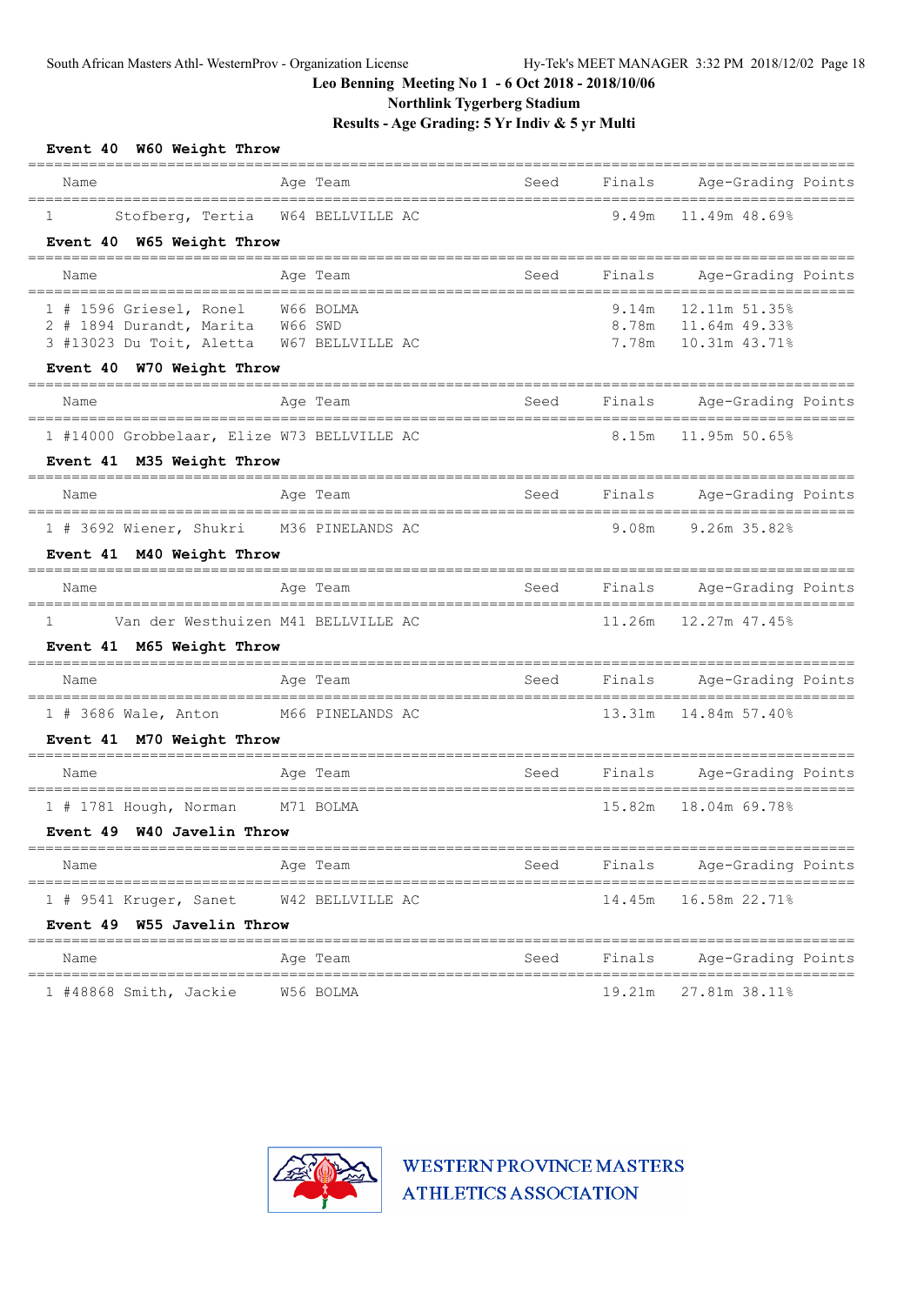Leo Benning Meeting No 1 - 6 Oct 2018 - 2018/10/06

Northlink Tygerberg Stadium

Results - Age Grading: 5 Yr Indiv & 5 yr Multi

**Event 40 W60 Weight Throw**

| | Name | Age | Team | Seed | Finals | Age-Grading | Points |
|---|---|---|---|---|---|---|---|
| 1 | Stofberg, Tertia | W64 | BELLVILLE AC | | 9.49m | 11.49m | 48.69% |

**Event 40 W65 Weight Throw**

| | Name | Age | Team | Seed | Finals | Age-Grading | Points |
|---|---|---|---|---|---|---|---|
| 1 | # 1596 Griesel, Ronel | W66 | BOLMA | | 9.14m | 12.11m | 51.35% |
| 2 | # 1894 Durandt, Marita | W66 | SWD | | 8.78m | 11.64m | 49.33% |
| 3 | #13023 Du Toit, Aletta | W67 | BELLVILLE AC | | 7.78m | 10.31m | 43.71% |

**Event 40 W70 Weight Throw**

| | Name | Age | Team | Seed | Finals | Age-Grading | Points |
|---|---|---|---|---|---|---|---|
| 1 | #14000 Grobbelaar, Elize | W73 | BELLVILLE AC | | 8.15m | 11.95m | 50.65% |

**Event 41 M35 Weight Throw**

| | Name | Age | Team | Seed | Finals | Age-Grading | Points |
|---|---|---|---|---|---|---|---|
| 1 | # 3692 Wiener, Shukri | M36 | PINELANDS AC | | 9.08m | 9.26m | 35.82% |

**Event 41 M40 Weight Throw**

| | Name | Age | Team | Seed | Finals | Age-Grading | Points |
|---|---|---|---|---|---|---|---|
| 1 | Van der Westhuizen | M41 | BELLVILLE AC | | 11.26m | 12.27m | 47.45% |

**Event 41 M65 Weight Throw**

| | Name | Age | Team | Seed | Finals | Age-Grading | Points |
|---|---|---|---|---|---|---|---|
| 1 | # 3686 Wale, Anton | M66 | PINELANDS AC | | 13.31m | 14.84m | 57.40% |

**Event 41 M70 Weight Throw**

| | Name | Age | Team | Seed | Finals | Age-Grading | Points |
|---|---|---|---|---|---|---|---|
| 1 | # 1781 Hough, Norman | M71 | BOLMA | | 15.82m | 18.04m | 69.78% |

**Event 49 W40 Javelin Throw**

| | Name | Age | Team | Seed | Finals | Age-Grading | Points |
|---|---|---|---|---|---|---|---|
| 1 | # 9541 Kruger, Sanet | W42 | BELLVILLE AC | | 14.45m | 16.58m | 22.71% |

**Event 49 W55 Javelin Throw**

| | Name | Age | Team | Seed | Finals | Age-Grading | Points |
|---|---|---|---|---|---|---|---|
| 1 | #48868 Smith, Jackie | W56 | BOLMA | | 19.21m | 27.81m | 38.11% |

WESTERN PROVINCE MASTERS ATHLETICS ASSOCIATION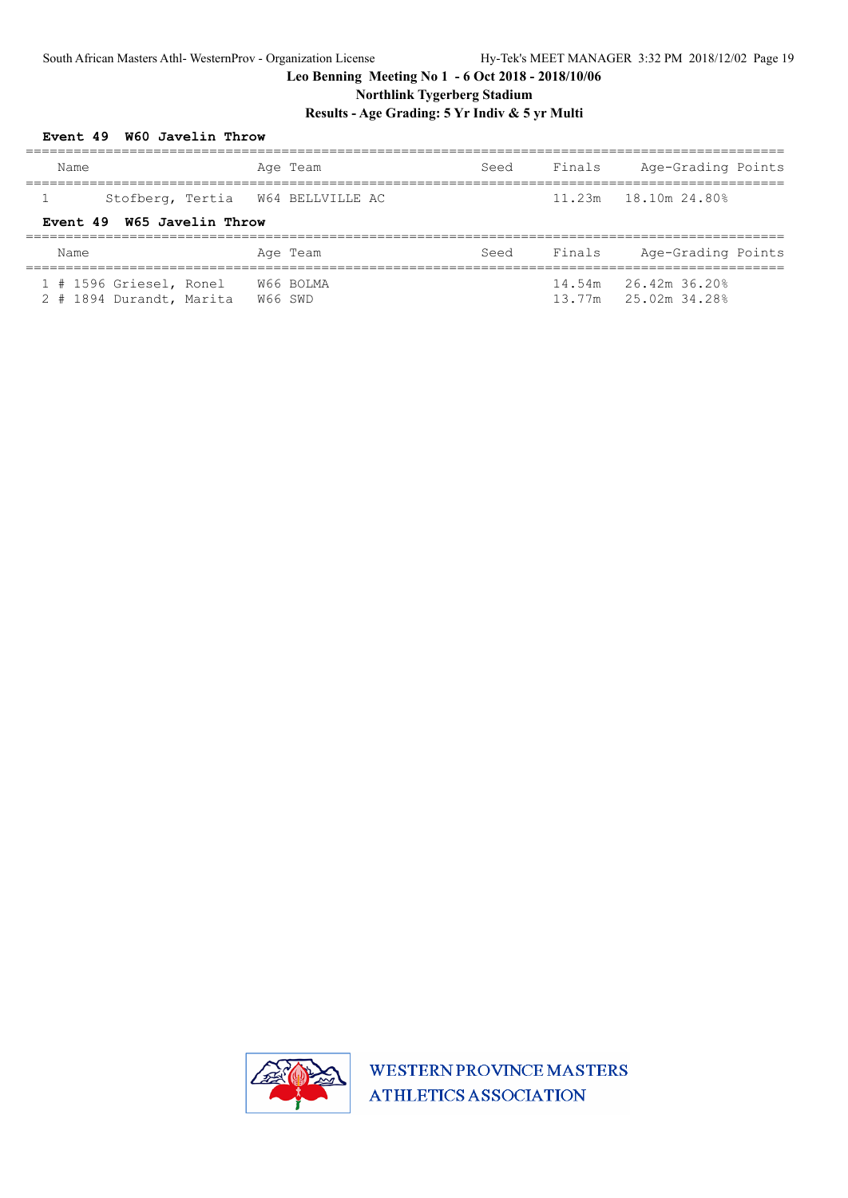**Leo Benning Meeting No 1 - 6 Oct 2018 - 2018/10/06**

**Northlink Tygerberg Stadium**

**Results - Age Grading: 5 Yr Indiv & 5 yr Multi**

### Event 49 W60 Javelin Throw

| | Name | Age | Team | Seed | Finals | Age-Grading | Points |
|---|---|---|---|---|---|---|---|
| 1 | Stofberg, Tertia | W64 | BELLVILLE AC | | 11.23m | 18.10m | 24.80% |

### Event 49 W65 Javelin Throw

| | Name | Age | Team | Seed | Finals | Age-Grading | Points |
|---|---|---|---|---|---|---|---|
| 1 | # 1596 Griesel, Ronel | W66 | BOLMA | | 14.54m | 26.42m | 36.20% |
| 2 | # 1894 Durandt, Marita | W66 | SWD | | 13.77m | 25.02m | 34.28% |

WESTERN PROVINCE MASTERS ATHLETICS ASSOCIATION